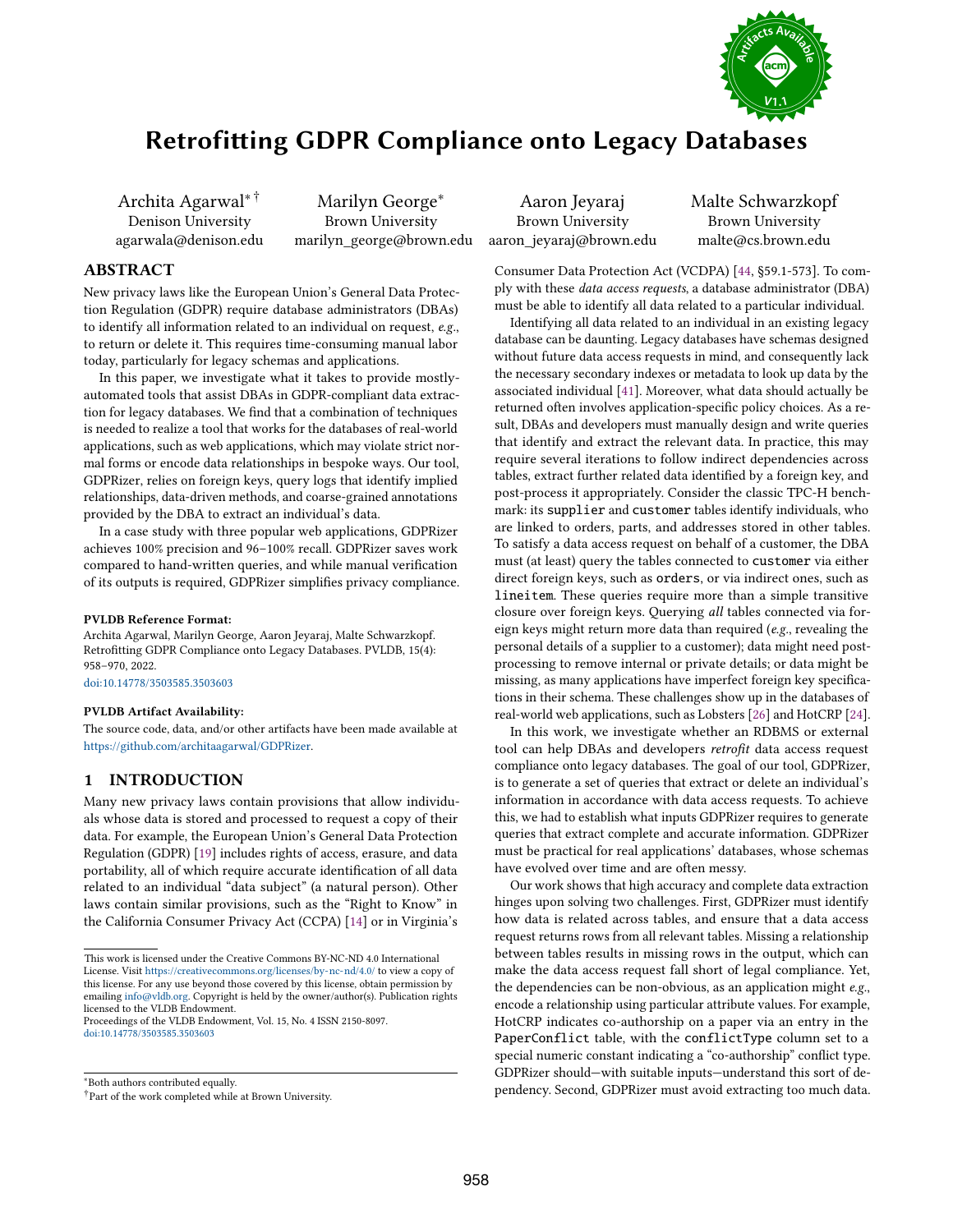# Retrofitting GDPR Compliance onto Legacy Databases

Archita Agarwal[*][†]
Denison University
agarwala@denison.edu

Marilyn George[*]
Brown University
marilyn_george@brown.edu

Aaron Jeyaraj
Brown University
aaron_jeyaraj@brown.edu

Malte Schwarzkopf
Brown University
malte@cs.brown.edu

## ABSTRACT

New privacy laws like the European Union's General Data Protection Regulation (GDPR) require database administrators (DBAs) to identify all information related to an individual on request, *e.g.*, to return or delete it. This requires time-consuming manual labor today, particularly for legacy schemas and applications.

In this paper, we investigate what it takes to provide mostly-automated tools that assist DBAs in GDPR-compliant data extraction for legacy databases. We find that a combination of techniques is needed to realize a tool that works for the databases of real-world applications, such as web applications, which may violate strict normal forms or encode data relationships in bespoke ways. Our tool, GDPRizer, relies on foreign keys, query logs that identify implied relationships, data-driven methods, and coarse-grained annotations provided by the DBA to extract an individual's data.

In a case study with three popular web applications, GDPRizer achieves 100% precision and 96–100% recall. GDPRizer saves work compared to hand-written queries, and while manual verification of its outputs is required, GDPRizer simplifies privacy compliance.

**PVLDB Reference Format:**
Archita Agarwal, Marilyn George, Aaron Jeyaraj, Malte Schwarzkopf. Retrofitting GDPR Compliance onto Legacy Databases. PVLDB, 15(4): 958–970, 2022.
doi:10.14778/3503585.3503603

**PVLDB Artifact Availability:**
The source code, data, and/or other artifacts have been made available at https://github.com/architaagarwal/GDPRizer.

## 1 INTRODUCTION

Many new privacy laws contain provisions that allow individuals whose data is stored and processed to request a copy of their data. For example, the European Union's General Data Protection Regulation (GDPR) [19] includes rights of access, erasure, and data portability, all of which require accurate identification of all data related to an individual "data subject" (a natural person). Other laws contain similar provisions, such as the "Right to Know" in the California Consumer Privacy Act (CCPA) [14] or in Virginia's Consumer Data Protection Act (VCDPA) [44, §59.1-573]. To comply with these *data access requests*, a database administrator (DBA) must be able to identify all data related to a particular individual.

Identifying all data related to an individual in an existing legacy database can be daunting. Legacy databases have schemas designed without future data access requests in mind, and consequently lack the necessary secondary indexes or metadata to look up data by the associated individual [41]. Moreover, what data should actually be returned often involves application-specific policy choices. As a result, DBAs and developers must manually design and write queries that identify and extract the relevant data. In practice, this may require several iterations to follow indirect dependencies across tables, extract further related data identified by a foreign key, and post-process it appropriately. Consider the classic TPC-H benchmark: its `supplier` and `customer` tables identify individuals, who are linked to orders, parts, and addresses stored in other tables. To satisfy a data access request on behalf of a customer, the DBA must (at least) query the tables connected to `customer` via either direct foreign keys, such as `orders`, or via indirect ones, such as `lineitem`. These queries require more than a simple transitive closure over foreign keys. Querying *all* tables connected via foreign keys might return more data than required (*e.g.*, revealing the personal details of a supplier to a customer); data might need post-processing to remove internal or private details; or data might be missing, as many applications have imperfect foreign key specifications in their schema. These challenges show up in the databases of real-world web applications, such as Lobsters [26] and HotCRP [24].

In this work, we investigate whether an RDBMS or external tool can help DBAs and developers *retrofit* data access request compliance onto legacy databases. The goal of our tool, GDPRizer, is to generate a set of queries that extract or delete an individual's information in accordance with data access requests. To achieve this, we had to establish what inputs GDPRizer requires to generate queries that extract complete and accurate information. GDPRizer must be practical for real applications' databases, whose schemas have evolved over time and are often messy.

Our work shows that high accuracy and complete data extraction hinges upon solving two challenges. First, GDPRizer must identify how data is related across tables, and ensure that a data access request returns rows from all relevant tables. Missing a relationship between tables results in missing rows in the output, which can make the data access request fall short of legal compliance. Yet, the dependencies can be non-obvious, as an application might *e.g.*, encode a relationship using particular attribute values. For example, HotCRP indicates co-authorship on a paper via an entry in the `PaperConflict` table, with the `conflictType` column set to a special numeric constant indicating a "co-authorship" conflict type. GDPRizer should—with suitable inputs—understand this sort of dependency. Second, GDPRizer must avoid extracting too much data.

---

This work is licensed under the Creative Commons BY-NC-ND 4.0 International License. Visit https://creativecommons.org/licenses/by-nc-nd/4.0/ to view a copy of this license. For any use beyond those covered by this license, obtain permission by emailing info@vldb.org. Copyright is held by the owner/author(s). Publication rights licensed to the VLDB Endowment.
Proceedings of the VLDB Endowment, Vol. 15, No. 4 ISSN 2150-8097.
doi:10.14778/3503585.3503603

[*] Both authors contributed equally.
[†] Part of the work completed while at Brown University.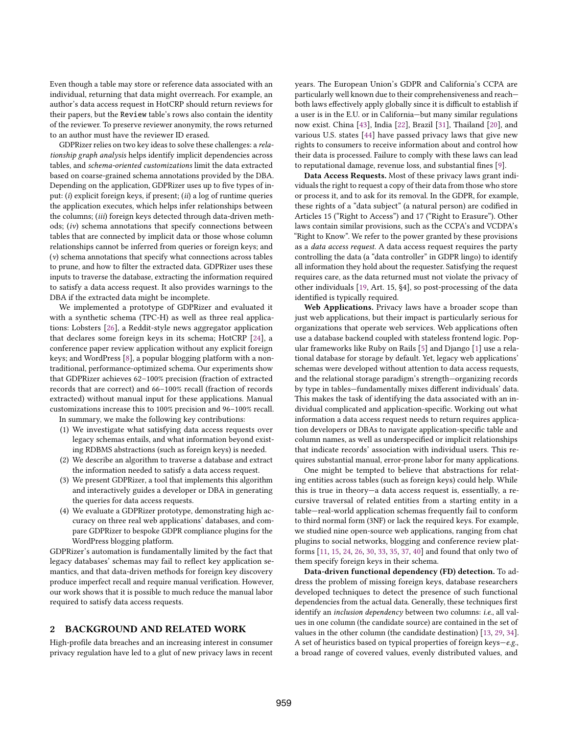Even though a table may store or reference data associated with an individual, returning that data might overreach. For example, an author's data access request in HotCRP should return reviews for their papers, but the `Review` table's rows also contain the identity of the reviewer. To preserve reviewer anonymity, the rows returned to an author must have the reviewer ID erased.

GDPRizer relies on two key ideas to solve these challenges: a *relationship graph analysis* helps identify implicit dependencies across tables, and *schema-oriented customizations* limit the data extracted based on coarse-grained schema annotations provided by the DBA. Depending on the application, GDPRizer uses up to five types of input: (*i*) explicit foreign keys, if present; (*ii*) a log of runtime queries the application executes, which helps infer relationships between the columns; (*iii*) foreign keys detected through data-driven methods; (*iv*) schema annotations that specify connections between tables that are connected by implicit data or those whose column relationships cannot be inferred from queries or foreign keys; and (*v*) schema annotations that specify what connections across tables to prune, and how to filter the extracted data. GDPRizer uses these inputs to traverse the database, extracting the information required to satisfy a data access request. It also provides warnings to the DBA if the extracted data might be incomplete.

We implemented a prototype of GDPRizer and evaluated it with a synthetic schema (TPC-H) as well as three real applications: Lobsters [26], a Reddit-style news aggregator application that declares some foreign keys in its schema; HotCRP [24], a conference paper review application without any explicit foreign keys; and WordPress [8], a popular blogging platform with a non-traditional, performance-optimized schema. Our experiments show that GDPRizer achieves 62–100% precision (fraction of extracted records that are correct) and 66–100% recall (fraction of records extracted) without manual input for these applications. Manual customizations increase this to 100% precision and 96–100% recall.

In summary, we make the following key contributions:

1. We investigate what satisfying data access requests over legacy schemas entails, and what information beyond existing RDBMS abstractions (such as foreign keys) is needed.
2. We describe an algorithm to traverse a database and extract the information needed to satisfy a data access request.
3. We present GDPRizer, a tool that implements this algorithm and interactively guides a developer or DBA in generating the queries for data access requests.
4. We evaluate a GDPRizer prototype, demonstrating high accuracy on three real web applications' databases, and compare GDPRizer to bespoke GDPR compliance plugins for the WordPress blogging platform.

GDPRizer's automation is fundamentally limited by the fact that legacy databases' schemas may fail to reflect key application semantics, and that data-driven methods for foreign key discovery produce imperfect recall and require manual verification. However, our work shows that it is possible to much reduce the manual labor required to satisfy data access requests.

## 2 BACKGROUND AND RELATED WORK

High-profile data breaches and an increasing interest in consumer privacy regulation have led to a glut of new privacy laws in recent years. The European Union's GDPR and California's CCPA are particularly well known due to their comprehensiveness and reach—both laws effectively apply globally since it is difficult to establish if a user is in the E.U. or in California—but many similar regulations now exist. China [43], India [22], Brazil [31], Thailand [20], and various U.S. states [44] have passed privacy laws that give new rights to consumers to receive information about and control how their data is processed. Failure to comply with these laws can lead to reputational damage, revenue loss, and substantial fines [9].

**Data Access Requests.** Most of these privacy laws grant individuals the right to request a copy of their data from those who store or process it, and to ask for its removal. In the GDPR, for example, these rights of a "data subject" (a natural person) are codified in Articles 15 ("Right to Access") and 17 ("Right to Erasure"). Other laws contain similar provisions, such as the CCPA's and VCDPA's "Right to Know". We refer to the power granted by these provisions as a *data access request*. A data access request requires the party controlling the data (a "data controller" in GDPR lingo) to identify all information they hold about the requester. Satisfying the request requires care, as the data returned must not violate the privacy of other individuals [19, Art. 15, §4], so post-processing of the data identified is typically required.

**Web Applications.** Privacy laws have a broader scope than just web applications, but their impact is particularly serious for organizations that operate web services. Web applications often use a database backend coupled with stateless frontend logic. Popular frameworks like Ruby on Rails [5] and Django [1] use a relational database for storage by default. Yet, legacy web applications' schemas were developed without attention to data access requests, and the relational storage paradigm's strength—organizing records by type in tables—fundamentally mixes different individuals' data. This makes the task of identifying the data associated with an individual complicated and application-specific. Working out what information a data access request needs to return requires application developers or DBAs to navigate application-specific table and column names, as well as underspecified or implicit relationships that indicate records' association with individual users. This requires substantial manual, error-prone labor for many applications.

One might be tempted to believe that abstractions for relating entities across tables (such as foreign keys) could help. While this is true in theory—a data access request is, essentially, a recursive traversal of related entities from a starting entity in a table—real-world application schemas frequently fail to conform to third normal form (3NF) or lack the required keys. For example, we studied nine open-source web applications, ranging from chat plugins to social networks, blogging and conference review platforms [11, 15, 24, 26, 30, 33, 35, 37, 40] and found that only two of them specify foreign keys in their schema.

**Data-driven functional dependency (FD) detection.** To address the problem of missing foreign keys, database researchers developed techniques to detect the presence of such functional dependencies from the actual data. Generally, these techniques first identify an *inclusion dependency* between two columns: *i.e.*, all values in one column (the candidate source) are contained in the set of values in the other column (the candidate destination) [13, 29, 34]. A set of heuristics based on typical properties of foreign keys—*e.g.*, a broad range of covered values, evenly distributed values, and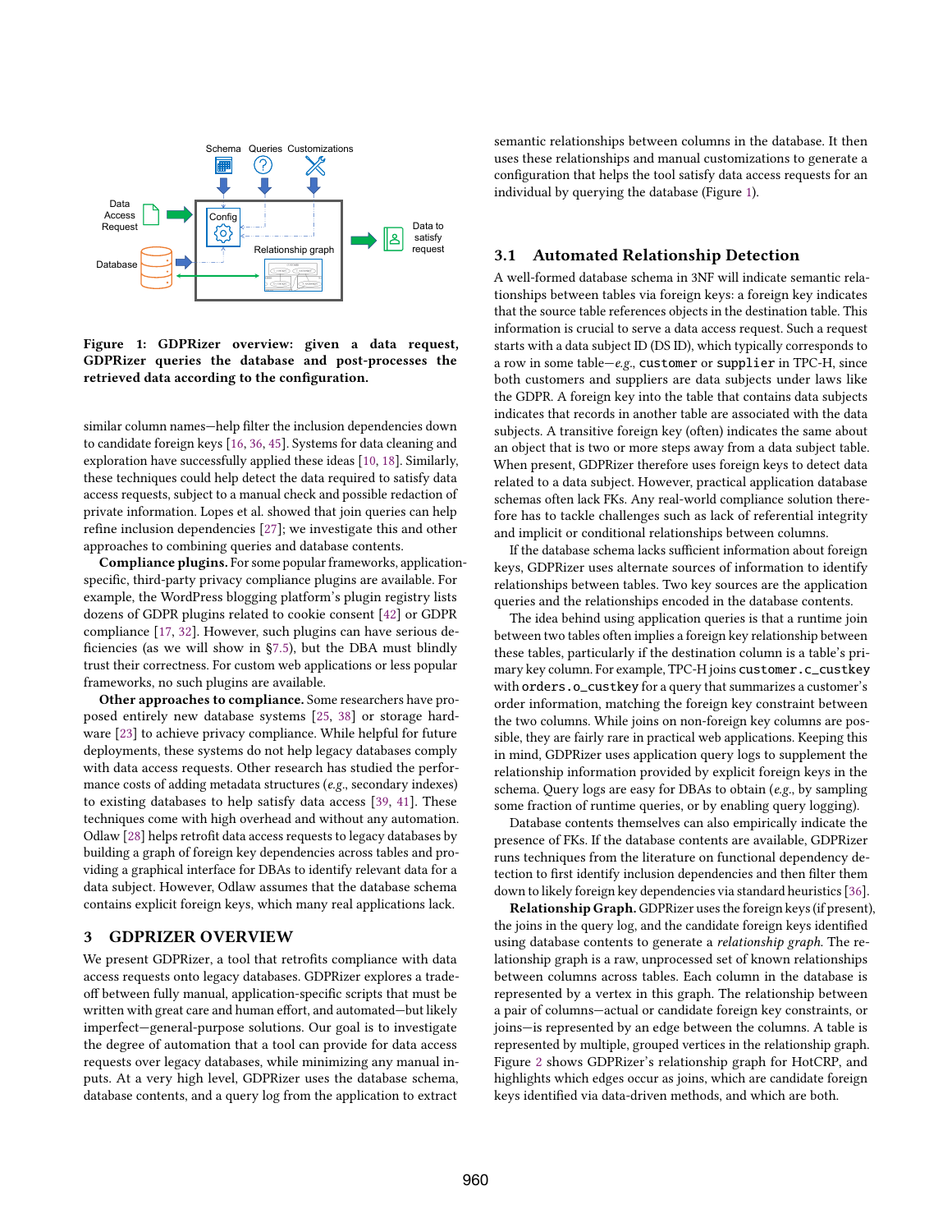**Figure 1: GDPRizer overview: given a data request, GDPRizer queries the database and post-processes the retrieved data according to the configuration.**

similar column names—help filter the inclusion dependencies down to candidate foreign keys [16, 36, 45]. Systems for data cleaning and exploration have successfully applied these ideas [10, 18]. Similarly, these techniques could help detect the data required to satisfy data access requests, subject to a manual check and possible redaction of private information. Lopes et al. showed that join queries can help refine inclusion dependencies [27]; we investigate this and other approaches to combining queries and database contents.

**Compliance plugins.** For some popular frameworks, application-specific, third-party privacy compliance plugins are available. For example, the WordPress blogging platform's plugin registry lists dozens of GDPR plugins related to cookie consent [42] or GDPR compliance [17, 32]. However, such plugins can have serious deficiencies (as we will show in §7.5), but the DBA must blindly trust their correctness. For custom web applications or less popular frameworks, no such plugins are available.

**Other approaches to compliance.** Some researchers have proposed entirely new database systems [25, 38] or storage hardware [23] to achieve privacy compliance. While helpful for future deployments, these systems do not help legacy databases comply with data access requests. Other research has studied the performance costs of adding metadata structures (*e.g.*, secondary indexes) to existing databases to help satisfy data access [39, 41]. These techniques come with high overhead and without any automation. Odlaw [28] helps retrofit data access requests to legacy databases by building a graph of foreign key dependencies across tables and providing a graphical interface for DBAs to identify relevant data for a data subject. However, Odlaw assumes that the database schema contains explicit foreign keys, which many real applications lack.

## 3 GDPRIZER OVERVIEW

We present GDPRizer, a tool that retrofits compliance with data access requests onto legacy databases. GDPRizer explores a trade-off between fully manual, application-specific scripts that must be written with great care and human effort, and automated—but likely imperfect—general-purpose solutions. Our goal is to investigate the degree of automation that a tool can provide for data access requests over legacy databases, while minimizing any manual inputs. At a very high level, GDPRizer uses the database schema, database contents, and a query log from the application to extract semantic relationships between columns in the database. It then uses these relationships and manual customizations to generate a configuration that helps the tool satisfy data access requests for an individual by querying the database (Figure 1).

### 3.1 Automated Relationship Detection

A well-formed database schema in 3NF will indicate semantic relationships between tables via foreign keys: a foreign key indicates that the source table references objects in the destination table. This information is crucial to serve a data access request. Such a request starts with a data subject ID (DS ID), which typically corresponds to a row in some table—*e.g.*, `customer` or `supplier` in TPC-H, since both customers and suppliers are data subjects under laws like the GDPR. A foreign key into the table that contains data subjects indicates that records in another table are associated with the data subjects. A transitive foreign key (often) indicates the same about an object that is two or more steps away from a data subject table. When present, GDPRizer therefore uses foreign keys to detect data related to a data subject. However, practical application database schemas often lack FKs. Any real-world compliance solution therefore has to tackle challenges such as lack of referential integrity and implicit or conditional relationships between columns.

If the database schema lacks sufficient information about foreign keys, GDPRizer uses alternate sources of information to identify relationships between tables. Two key sources are the application queries and the relationships encoded in the database contents.

The idea behind using application queries is that a runtime join between two tables often implies a foreign key relationship between these tables, particularly if the destination column is a table's primary key column. For example, TPC-H joins `customer.c_custkey` with `orders.o_custkey` for a query that summarizes a customer's order information, matching the foreign key constraint between the two columns. While joins on non-foreign key columns are possible, they are fairly rare in practical web applications. Keeping this in mind, GDPRizer uses application query logs to supplement the relationship information provided by explicit foreign keys in the schema. Query logs are easy for DBAs to obtain (*e.g.*, by sampling some fraction of runtime queries, or by enabling query logging).

Database contents themselves can also empirically indicate the presence of FKs. If the database contents are available, GDPRizer runs techniques from the literature on functional dependency detection to first identify inclusion dependencies and then filter them down to likely foreign key dependencies via standard heuristics [36].

**Relationship Graph.** GDPRizer uses the foreign keys (if present), the joins in the query log, and the candidate foreign keys identified using database contents to generate a *relationship graph*. The relationship graph is a raw, unprocessed set of known relationships between columns across tables. Each column in the database is represented by a vertex in this graph. The relationship between a pair of columns—actual or candidate foreign key constraints, or joins—is represented by an edge between the columns. A table is represented by multiple, grouped vertices in the relationship graph. Figure 2 shows GDPRizer's relationship graph for HotCRP, and highlights which edges occur as joins, which are candidate foreign keys identified via data-driven methods, and which are both.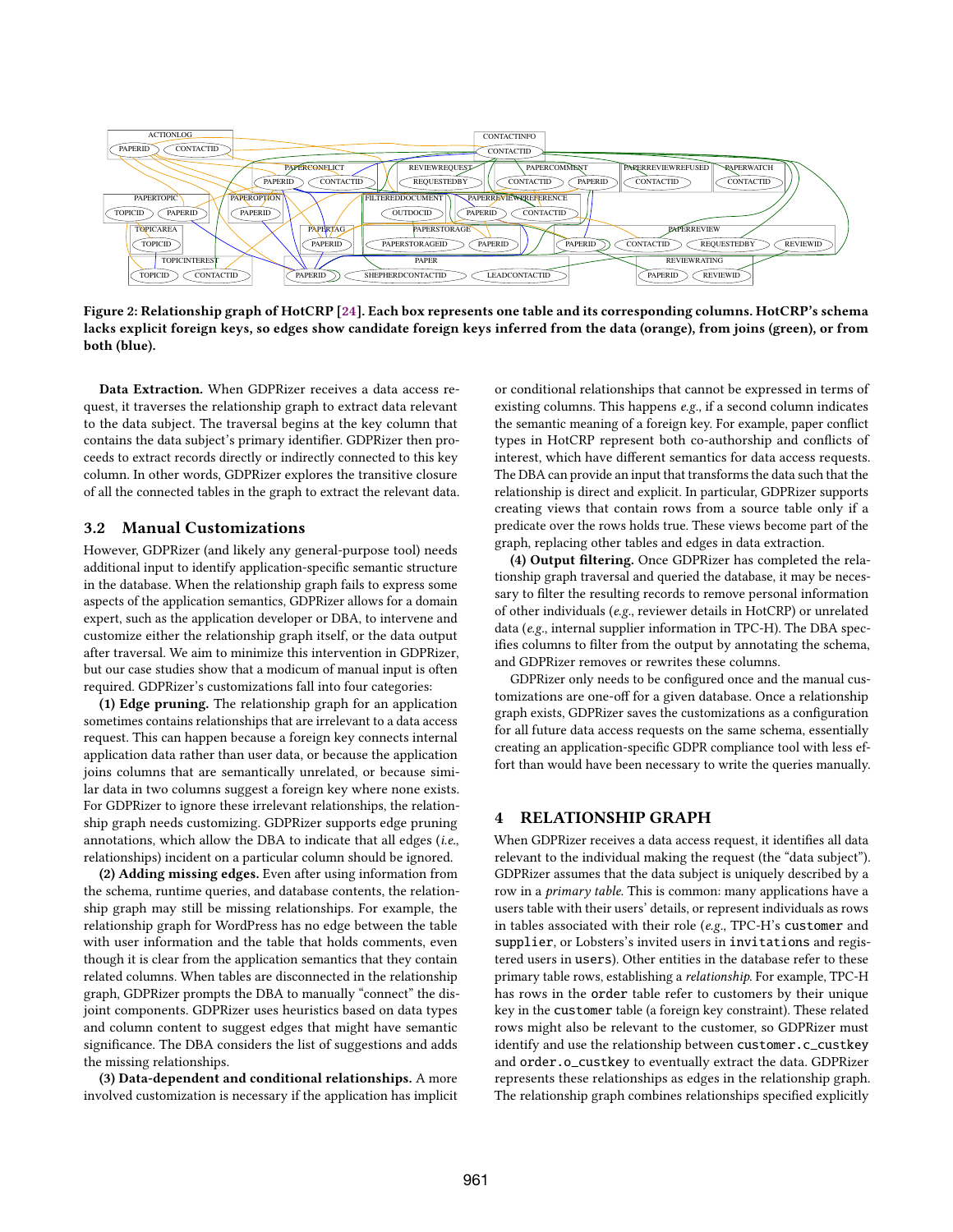Figure 2: Relationship graph of HotCRP [24]. Each box represents one table and its corresponding columns. HotCRP's schema lacks explicit foreign keys, so edges show candidate foreign keys inferred from the data (orange), from joins (green), or from both (blue).

**Data Extraction.** When GDPRizer receives a data access request, it traverses the relationship graph to extract data relevant to the data subject. The traversal begins at the key column that contains the data subject's primary identifier. GDPRizer then proceeds to extract records directly or indirectly connected to this key column. In other words, GDPRizer explores the transitive closure of all the connected tables in the graph to extract the relevant data.

## 3.2 Manual Customizations

However, GDPRizer (and likely any general-purpose tool) needs additional input to identify application-specific semantic structure in the database. When the relationship graph fails to express some aspects of the application semantics, GDPRizer allows for a domain expert, such as the application developer or DBA, to intervene and customize either the relationship graph itself, or the data output after traversal. We aim to minimize this intervention in GDPRizer, but our case studies show that a modicum of manual input is often required. GDPRizer's customizations fall into four categories:

**(1) Edge pruning.** The relationship graph for an application sometimes contains relationships that are irrelevant to a data access request. This can happen because a foreign key connects internal application data rather than user data, or because the application joins columns that are semantically unrelated, or because similar data in two columns suggest a foreign key where none exists. For GDPRizer to ignore these irrelevant relationships, the relationship graph needs customizing. GDPRizer supports edge pruning annotations, which allow the DBA to indicate that all edges (*i.e.*, relationships) incident on a particular column should be ignored.

**(2) Adding missing edges.** Even after using information from the schema, runtime queries, and database contents, the relationship graph may still be missing relationships. For example, the relationship graph for WordPress has no edge between the table with user information and the table that holds comments, even though it is clear from the application semantics that they contain related columns. When tables are disconnected in the relationship graph, GDPRizer prompts the DBA to manually "connect" the disjoint components. GDPRizer uses heuristics based on data types and column content to suggest edges that might have semantic significance. The DBA considers the list of suggestions and adds the missing relationships.

**(3) Data-dependent and conditional relationships.** A more involved customization is necessary if the application has implicit or conditional relationships that cannot be expressed in terms of existing columns. This happens *e.g.*, if a second column indicates the semantic meaning of a foreign key. For example, paper conflict types in HotCRP represent both co-authorship and conflicts of interest, which have different semantics for data access requests. The DBA can provide an input that transforms the data such that the relationship is direct and explicit. In particular, GDPRizer supports creating views that contain rows from a source table only if a predicate over the rows holds true. These views become part of the graph, replacing other tables and edges in data extraction.

**(4) Output filtering.** Once GDPRizer has completed the relationship graph traversal and queried the database, it may be necessary to filter the resulting records to remove personal information of other individuals (*e.g.*, reviewer details in HotCRP) or unrelated data (*e.g.*, internal supplier information in TPC-H). The DBA specifies columns to filter from the output by annotating the schema, and GDPRizer removes or rewrites these columns.

GDPRizer only needs to be configured once and the manual customizations are one-off for a given database. Once a relationship graph exists, GDPRizer saves the customizations as a configuration for all future data access requests on the same schema, essentially creating an application-specific GDPR compliance tool with less effort than would have been necessary to write the queries manually.

# 4 RELATIONSHIP GRAPH

When GDPRizer receives a data access request, it identifies all data relevant to the individual making the request (the "data subject"). GDPRizer assumes that the data subject is uniquely described by a row in a *primary table*. This is common: many applications have a users table with their users' details, or represent individuals as rows in tables associated with their role (*e.g.*, TPC-H's `customer` and `supplier`, or Lobsters's invited users in `invitations` and registered users in `users`). Other entities in the database refer to these primary table rows, establishing a *relationship*. For example, TPC-H has rows in the `order` table refer to customers by their unique key in the `customer` table (a foreign key constraint). These related rows might also be relevant to the customer, so GDPRizer must identify and use the relationship between `customer.c_custkey` and `order.o_custkey` to eventually extract the data. GDPRizer represents these relationships as edges in the relationship graph. The relationship graph combines relationships specified explicitly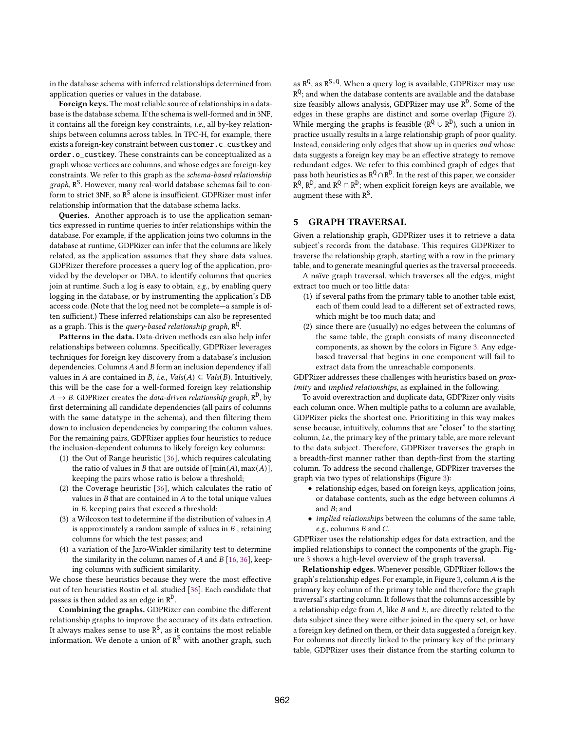in the database schema with inferred relationships determined from application queries or values in the database.

**Foreign keys.** The most reliable source of relationships in a database is the database schema. If the schema is well-formed and in 3NF, it contains all the foreign key constraints, *i.e.*, all by-key relationships between columns across tables. In TPC-H, for example, there exists a foreign-key constraint between `customer.c_custkey` and `order.o_custkey`. These constraints can be conceptualized as a graph whose vertices are columns, and whose edges are foreign-key constraints. We refer to this graph as the *schema-based relationship graph*, $R^S$. However, many real-world database schemas fail to conform to strict 3NF, so $R^S$ alone is insufficient. GDPRizer must infer relationship information that the database schema lacks.

**Queries.** Another approach is to use the application semantics expressed in runtime queries to infer relationships within the database. For example, if the application joins two columns in the database at runtime, GDPRizer can infer that the columns are likely related, as the application assumes that they share data values. GDPRizer therefore processes a query log of the application, provided by the developer or DBA, to identify columns that queries join at runtime. Such a log is easy to obtain, *e.g.*, by enabling query logging in the database, or by instrumenting the application's DB access code. (Note that the log need not be complete—a sample is often sufficient.) These inferred relationships can also be represented as a graph. This is the *query-based relationship graph*, $R^Q$.

**Patterns in the data.** Data-driven methods can also help infer relationships between columns. Specifically, GDPRizer leverages techniques for foreign key discovery from a database's inclusion dependencies. Columns $A$ and $B$ form an inclusion dependency if all values in $A$ are contained in $B$, *i.e.*, $Vals(A) \subseteq Vals(B)$. Intuitively, this will be the case for a well-formed foreign key relationship $A \rightarrow B$. GDPRizer creates the *data-driven relationship graph*, $R^D$, by first determining all candidate dependencies (all pairs of columns with the same datatype in the schema), and then filtering them down to inclusion dependencies by comparing the column values. For the remaining pairs, GDPRizer applies four heuristics to reduce the inclusion-dependent columns to likely foreign key columns:

1. the Out of Range heuristic [36], which requires calculating the ratio of values in $B$ that are outside of $[\min(A), \max(A)]$, keeping the pairs whose ratio is below a threshold;
2. the Coverage heuristic [36], which calculates the ratio of values in $B$ that are contained in $A$ to the total unique values in $B$, keeping pairs that exceed a threshold;
3. a Wilcoxon test to determine if the distribution of values in $A$ is approximately a random sample of values in $B$ , retaining columns for which the test passes; and
4. a variation of the Jaro-Winkler similarity test to determine the similarity in the column names of $A$ and $B$ [16, 36], keeping columns with sufficient similarity.

We chose these heuristics because they were the most effective out of ten heuristics Rostin et al. studied [36]. Each candidate that passes is then added as an edge in $R^D$.

**Combining the graphs.** GDPRizer can combine the different relationship graphs to improve the accuracy of its data extraction. It always makes sense to use $R^S$, as it contains the most reliable information. We denote a union of $R^S$ with another graph, such as $R^Q$, as $R^{S,Q}$. When a query log is available, GDPRizer may use $R^Q$; and when the database contents are available and the database size feasibly allows analysis, GDPRizer may use $R^D$. Some of the edges in these graphs are distinct and some overlap (Figure 2). While merging the graphs is feasible ($R^Q \cup R^D$), such a union in practice usually results in a large relationship graph of poor quality. Instead, considering only edges that show up in queries *and* whose data suggests a foreign key may be an effective strategy to remove redundant edges. We refer to this combined graph of edges that pass both heuristics as $R^Q \cap R^D$. In the rest of this paper, we consider $R^Q$, $R^D$, and $R^Q \cap R^D$; when explicit foreign keys are available, we augment these with $R^S$.

## 5 GRAPH TRAVERSAL

Given a relationship graph, GDPRizer uses it to retrieve a data subject's records from the database. This requires GDPRizer to traverse the relationship graph, starting with a row in the primary table, and to generate meaningful queries as the traversal proceeeds.

A naïve graph traversal, which traverses all the edges, might extract too much or too little data:

1. if several paths from the primary table to another table exist, each of them could lead to a different set of extracted rows, which might be too much data; and
2. since there are (usually) no edges between the columns of the same table, the graph consists of many disconnected components, as shown by the colors in Figure 3. Any edge-based traversal that begins in one component will fail to extract data from the unreachable components.

GDPRizer addresses these challenges with heuristics based on *proximity* and *implied relationships*, as explained in the following.

To avoid overextraction and duplicate data, GDPRizer only visits each column once. When multiple paths to a column are available, GDPRizer picks the shortest one. Prioritizing in this way makes sense because, intuitively, columns that are "closer" to the starting column, *i.e.*, the primary key of the primary table, are more relevant to the data subject. Therefore, GDPRizer traverses the graph in a breadth-first manner rather than depth-first from the starting column. To address the second challenge, GDPRizer traverses the graph via two types of relationships (Figure 3):

- relationship edges, based on foreign keys, application joins, or database contents, such as the edge between columns $A$ and $B$; and
- *implied relationships* between the columns of the same table, *e.g.*, columns $B$ and $C$.

GDPRizer uses the relationship edges for data extraction, and the implied relationships to connect the components of the graph. Figure 3 shows a high-level overview of the graph traversal.

**Relationship edges.** Whenever possible, GDPRizer follows the graph's relationship edges. For example, in Figure 3, column $A$ is the primary key column of the primary table and therefore the graph traversal's starting column. It follows that the columns accessible by a relationship edge from $A$, like $B$ and $E$, are directly related to the data subject since they were either joined in the query set, or have a foreign key defined on them, or their data suggested a foreign key. For columns not directly linked to the primary key of the primary table, GDPRizer uses their distance from the starting column to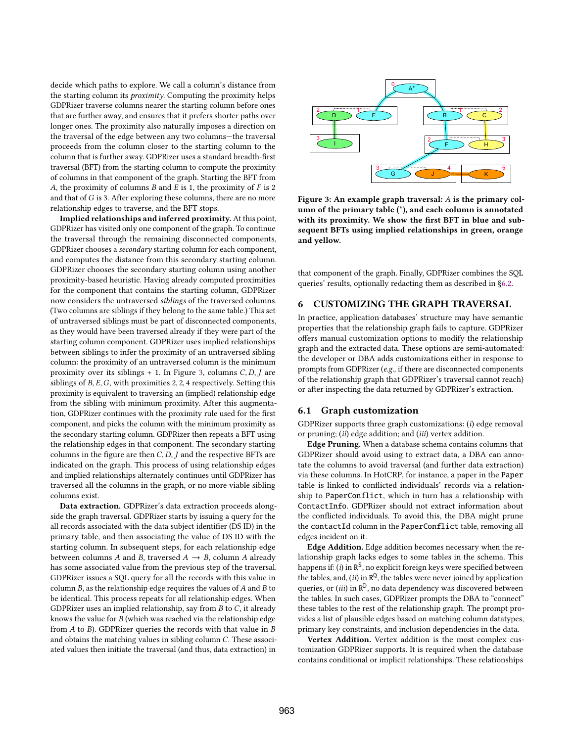decide which paths to explore. We call a column's distance from the starting column its *proximity*. Computing the proximity helps GDPRizer traverse columns nearer the starting column before ones that are further away, and ensures that it prefers shorter paths over longer ones. The proximity also naturally imposes a direction on the traversal of the edge between any two columns—the traversal proceeds from the column closer to the starting column to the column that is further away. GDPRizer uses a standard breadth-first traversal (BFT) from the starting column to compute the proximity of columns in that component of the graph. Starting the BFT from $A$, the proximity of columns $B$ and $E$ is 1, the proximity of $F$ is 2 and that of $G$ is 3. After exploring these columns, there are no more relationship edges to traverse, and the BFT stops.

**Implied relationships and inferred proximity.** At this point, GDPRizer has visited only one component of the graph. To continue the traversal through the remaining disconnected components, GDPRizer chooses a *secondary* starting column for each component, and computes the distance from this secondary starting column. GDPRizer chooses the secondary starting column using another proximity-based heuristic. Having already computed proximities for the component that contains the starting column, GDPRizer now considers the untraversed *siblings* of the traversed columns. (Two columns are siblings if they belong to the same table.) This set of untraversed siblings must be part of disconnected components, as they would have been traversed already if they were part of the starting column component. GDPRizer uses implied relationships between siblings to infer the proximity of an untraversed sibling column: the proximity of an untraversed column is the minimum proximity over its siblings + 1. In Figure 3, columns $C, D, J$ are siblings of $B, E, G$, with proximities 2, 2, 4 respectively. Setting this proximity is equivalent to traversing an (implied) relationship edge from the sibling with minimum proximity. After this augmentation, GDPRizer continues with the proximity rule used for the first component, and picks the column with the minimum proximity as the secondary starting column. GDPRizer then repeats a BFT using the relationship edges in that component. The secondary starting columns in the figure are then $C, D, J$ and the respective BFTs are indicated on the graph. This process of using relationship edges and implied relationships alternately continues until GDPRizer has traversed all the columns in the graph, or no more viable sibling columns exist.

**Data extraction.** GDPRizer's data extraction proceeds alongside the graph traversal. GDPRizer starts by issuing a query for the all records associated with the data subject identifier (DS ID) in the primary table, and then associating the value of DS ID with the starting column. In subsequent steps, for each relationship edge between columns $A$ and $B$, traversed $A \rightarrow B$, column $A$ already has some associated value from the previous step of the traversal. GDPRizer issues a SQL query for all the records with this value in column $B$, as the relationship edge requires the values of $A$ and $B$ to be identical. This process repeats for all relationship edges. When GDPRizer uses an implied relationship, say from $B$ to $C$, it already knows the value for $B$ (which was reached via the relationship edge from $A$ to $B$). GDPRizer queries the records with that value in $B$ and obtains the matching values in sibling column $C$. These associated values then initiate the traversal (and thus, data extraction) in that component of the graph. Finally, GDPRizer combines the SQL queries' results, optionally redacting them as described in §6.2.

**Figure 3: An example graph traversal: $A$ is the primary column of the primary table (\*), and each column is annotated with its proximity. We show the first BFT in blue and subsequent BFTs using implied relationships in green, orange and yellow.**

## 6 CUSTOMIZING THE GRAPH TRAVERSAL

In practice, application databases' structure may have semantic properties that the relationship graph fails to capture. GDPRizer offers manual customization options to modify the relationship graph and the extracted data. These options are semi-automated: the developer or DBA adds customizations either in response to prompts from GDPRizer (*e.g.*, if there are disconnected components of the relationship graph that GDPRizer's traversal cannot reach) or after inspecting the data returned by GDPRizer's extraction.

### 6.1 Graph customization

GDPRizer supports three graph customizations: (*i*) edge removal or pruning; (*ii*) edge addition; and (*iii*) vertex addition.

**Edge Pruning.** When a database schema contains columns that GDPRizer should avoid using to extract data, a DBA can annotate the columns to avoid traversal (and further data extraction) via these columns. In HotCRP, for instance, a paper in the `Paper` table is linked to conflicted individuals' records via a relationship to `PaperConflict`, which in turn has a relationship with `ContactInfo`. GDPRizer should not extract information about the conflicted individuals. To avoid this, the DBA might prune the `contactId` column in the `PaperConflict` table, removing all edges incident on it.

**Edge Addition.** Edge addition becomes necessary when the relationship graph lacks edges to some tables in the schema. This happens if: (*i*) in $R^S$, no explicit foreign keys were specified between the tables, and, (*ii*) in $R^Q$, the tables were never joined by application queries, or (*iii*) in $R^D$, no data dependency was discovered between the tables. In such cases, GDPRizer prompts the DBA to "connect" these tables to the rest of the relationship graph. The prompt provides a list of plausible edges based on matching column datatypes, primary key constraints, and inclusion dependencies in the data.

**Vertex Addition.** Vertex addition is the most complex customization GDPRizer supports. It is required when the database contains conditional or implicit relationships. These relationships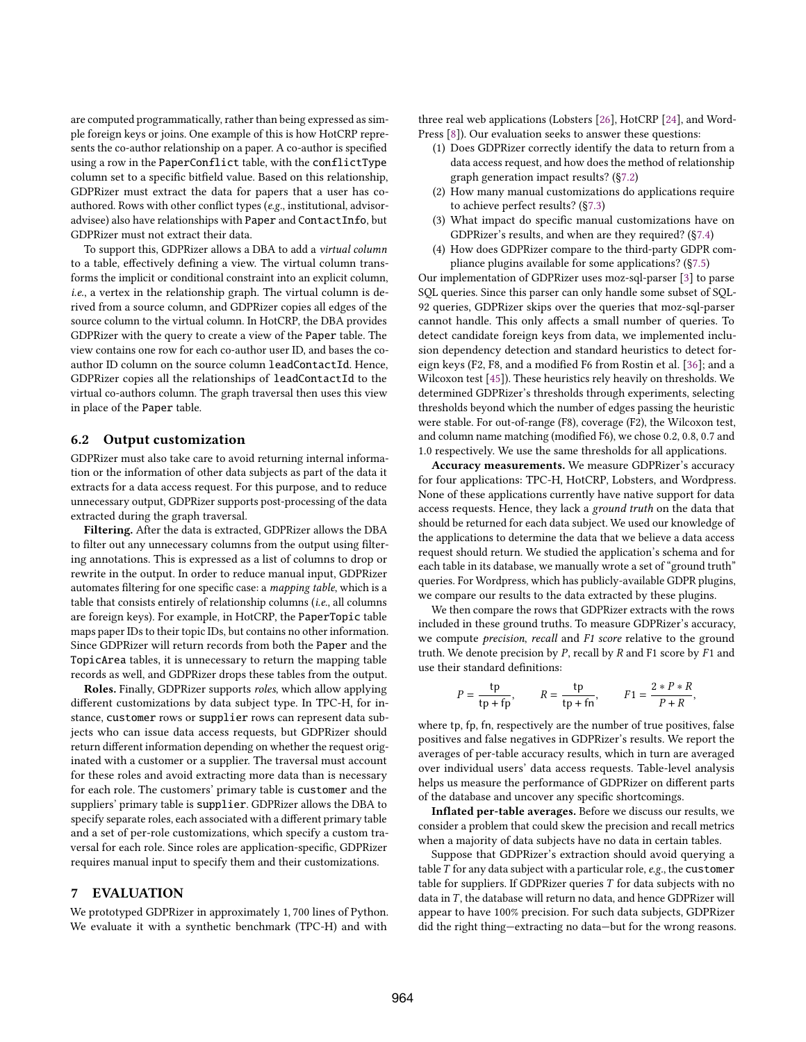are computed programmatically, rather than being expressed as simple foreign keys or joins. One example of this is how HotCRP represents the co-author relationship on a paper. A co-author is specified using a row in the `PaperConflict` table, with the `conflictType` column set to a specific bitfield value. Based on this relationship, GDPRizer must extract the data for papers that a user has co-authored. Rows with other conflict types (*e.g.*, institutional, advisor-advisee) also have relationships with `Paper` and `ContactInfo`, but GDPRizer must not extract their data.

To support this, GDPRizer allows a DBA to add a *virtual column* to a table, effectively defining a view. The virtual column transforms the implicit or conditional constraint into an explicit column, *i.e.*, a vertex in the relationship graph. The virtual column is derived from a source column, and GDPRizer copies all edges of the source column to the virtual column. In HotCRP, the DBA provides GDPRizer with the query to create a view of the `Paper` table. The view contains one row for each co-author user ID, and bases the co-author ID column on the source column `leadContactId`. Hence, GDPRizer copies all the relationships of `leadContactId` to the virtual co-authors column. The graph traversal then uses this view in place of the `Paper` table.

## 6.2 Output customization

GDPRizer must also take care to avoid returning internal information or the information of other data subjects as part of the data it extracts for a data access request. For this purpose, and to reduce unnecessary output, GDPRizer supports post-processing of the data extracted during the graph traversal.

**Filtering.** After the data is extracted, GDPRizer allows the DBA to filter out any unnecessary columns from the output using filtering annotations. This is expressed as a list of columns to drop or rewrite in the output. In order to reduce manual input, GDPRizer automates filtering for one specific case: a *mapping table*, which is a table that consists entirely of relationship columns (*i.e.*, all columns are foreign keys). For example, in HotCRP, the `PaperTopic` table maps paper IDs to their topic IDs, but contains no other information. Since GDPRizer will return records from both the `Paper` and the `TopicArea` tables, it is unnecessary to return the mapping table records as well, and GDPRizer drops these tables from the output.

**Roles.** Finally, GDPRizer supports *roles*, which allow applying different customizations by data subject type. In TPC-H, for instance, `customer` rows or `supplier` rows can represent data subjects who can issue data access requests, but GDPRizer should return different information depending on whether the request originated with a customer or a supplier. The traversal must account for these roles and avoid extracting more data than is necessary for each role. The customers' primary table is `customer` and the suppliers' primary table is `supplier`. GDPRizer allows the DBA to specify separate roles, each associated with a different primary table and a set of per-role customizations, which specify a custom traversal for each role. Since roles are application-specific, GDPRizer requires manual input to specify them and their customizations.

# 7 EVALUATION

We prototyped GDPRizer in approximately 1,700 lines of Python. We evaluate it with a synthetic benchmark (TPC-H) and with three real web applications (Lobsters [26], HotCRP [24], and WordPress [8]). Our evaluation seeks to answer these questions:

1. Does GDPRizer correctly identify the data to return from a data access request, and how does the method of relationship graph generation impact results? (§7.2)
2. How many manual customizations do applications require to achieve perfect results? (§7.3)
3. What impact do specific manual customizations have on GDPRizer's results, and when are they required? (§7.4)
4. How does GDPRizer compare to the third-party GDPR compliance plugins available for some applications? (§7.5)

Our implementation of GDPRizer uses moz-sql-parser [3] to parse SQL queries. Since this parser can only handle some subset of SQL-92 queries, GDPRizer skips over the queries that moz-sql-parser cannot handle. This only affects a small number of queries. To detect candidate foreign keys from data, we implemented inclusion dependency detection and standard heuristics to detect foreign keys (F2, F8, and a modified F6 from Rostin et al. [36]; and a Wilcoxon test [45]). These heuristics rely heavily on thresholds. We determined GDPRizer's thresholds through experiments, selecting thresholds beyond which the number of edges passing the heuristic were stable. For out-of-range (F8), coverage (F2), the Wilcoxon test, and column name matching (modified F6), we chose 0.2, 0.8, 0.7 and 1.0 respectively. We use the same thresholds for all applications.

**Accuracy measurements.** We measure GDPRizer's accuracy for four applications: TPC-H, HotCRP, Lobsters, and Wordpress. None of these applications currently have native support for data access requests. Hence, they lack a *ground truth* on the data that should be returned for each data subject. We used our knowledge of the applications to determine the data that we believe a data access request should return. We studied the application's schema and for each table in its database, we manually wrote a set of "ground truth" queries. For Wordpress, which has publicly-available GDPR plugins, we compare our results to the data extracted by these plugins.

We then compare the rows that GDPRizer extracts with the rows included in these ground truths. To measure GDPRizer's accuracy, we compute *precision*, *recall* and *F1 score* relative to the ground truth. We denote precision by $P$, recall by $R$ and F1 score by $F1$ and use their standard definitions:

$$P = \frac{\text{tp}}{\text{tp} + \text{fp}}, \qquad R = \frac{\text{tp}}{\text{tp} + \text{fn}}, \qquad F1 = \frac{2 * P * R}{P + R},$$

where tp, fp, fn, respectively are the number of true positives, false positives and false negatives in GDPRizer's results. We report the averages of per-table accuracy results, which in turn are averaged over individual users' data access requests. Table-level analysis helps us measure the performance of GDPRizer on different parts of the database and uncover any specific shortcomings.

**Inflated per-table averages.** Before we discuss our results, we consider a problem that could skew the precision and recall metrics when a majority of data subjects have no data in certain tables.

Suppose that GDPRizer's extraction should avoid querying a table $T$ for any data subject with a particular role, *e.g.*, the `customer` table for suppliers. If GDPRizer queries $T$ for data subjects with no data in $T$, the database will return no data, and hence GDPRizer will appear to have 100% precision. For such data subjects, GDPRizer did the right thing—extracting no data—but for the wrong reasons.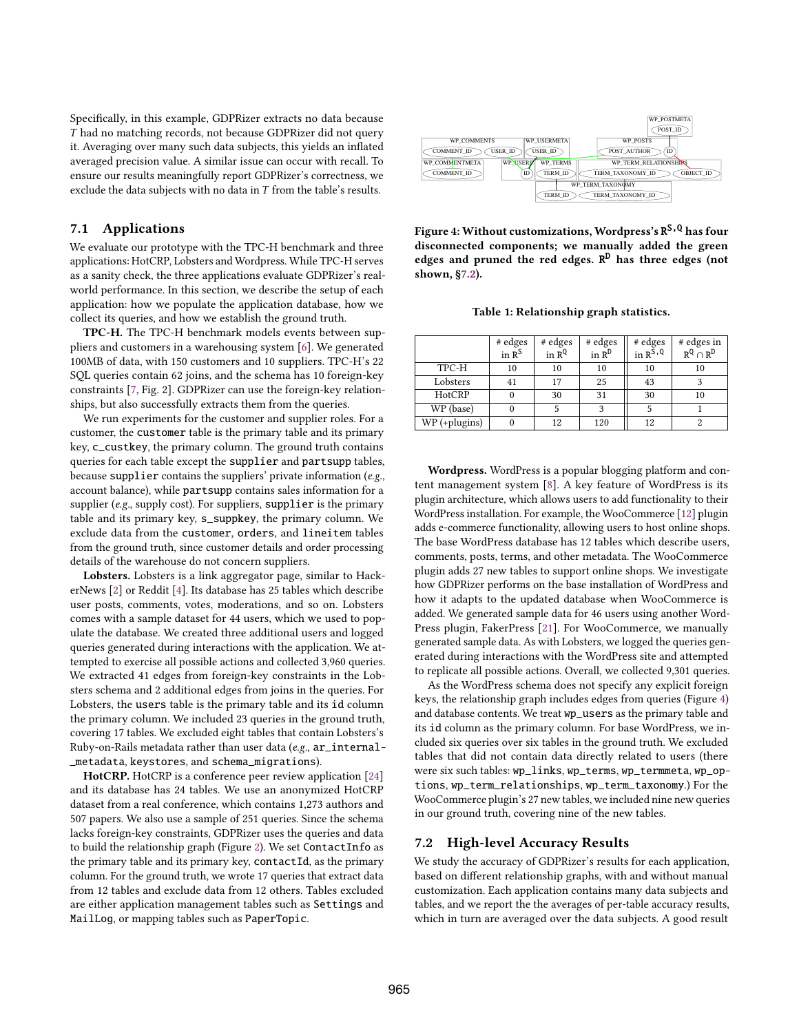Specifically, in this example, GDPRizer extracts no data because $T$ had no matching records, not because GDPRizer did not query it. Averaging over many such data subjects, this yields an inflated averaged precision value. A similar issue can occur with recall. To ensure our results meaningfully report GDPRizer's correctness, we exclude the data subjects with no data in $T$ from the table's results.

## 7.1 Applications

We evaluate our prototype with the TPC-H benchmark and three applications: HotCRP, Lobsters and Wordpress. While TPC-H serves as a sanity check, the three applications evaluate GDPRizer's real-world performance. In this section, we describe the setup of each application: how we populate the application database, how we collect its queries, and how we establish the ground truth.

**TPC-H.** The TPC-H benchmark models events between suppliers and customers in a warehousing system [6]. We generated 100MB of data, with 150 customers and 10 suppliers. TPC-H's 22 SQL queries contain 62 joins, and the schema has 10 foreign-key constraints [7, Fig. 2]. GDPRizer can use the foreign-key relationships, but also successfully extracts them from the queries.

We run experiments for the customer and supplier roles. For a customer, the customer table is the primary table and its primary key, c_custkey, the primary column. The ground truth contains queries for each table except the supplier and partsupp tables, because supplier contains the suppliers' private information (*e.g.*, account balance), while partsupp contains sales information for a supplier (*e.g.*, supply cost). For suppliers, supplier is the primary table and its primary key, s_suppkey, the primary column. We exclude data from the customer, orders, and lineitem tables from the ground truth, since customer details and order processing details of the warehouse do not concern suppliers.

**Lobsters.** Lobsters is a link aggregator page, similar to HackerNews [2] or Reddit [4]. Its database has 25 tables which describe user posts, comments, votes, moderations, and so on. Lobsters comes with a sample dataset for 44 users, which we used to populate the database. We created three additional users and logged queries generated during interactions with the application. We attempted to exercise all possible actions and collected 3,960 queries. We extracted 41 edges from foreign-key constraints in the Lobsters schema and 2 additional edges from joins in the queries. For Lobsters, the users table is the primary table and its id column the primary column. We included 23 queries in the ground truth, covering 17 tables. We excluded eight tables that contain Lobsters's Ruby-on-Rails metadata rather than user data (*e.g.*, ar_internal_metadata, keystores, and schema_migrations).

**HotCRP.** HotCRP is a conference peer review application [24] and its database has 24 tables. We use an anonymized HotCRP dataset from a real conference, which contains 1,273 authors and 507 papers. We also use a sample of 251 queries. Since the schema lacks foreign-key constraints, GDPRizer uses the queries and data to build the relationship graph (Figure 2). We set ContactInfo as the primary table and its primary key, contactId, as the primary column. For the ground truth, we wrote 17 queries that extract data from 12 tables and exclude data from 12 others. Tables excluded are either application management tables such as Settings and MailLog, or mapping tables such as PaperTopic.

Figure 4: Without customizations, Wordpress's $R^{S,Q}$ has four disconnected components; we manually added the green edges and pruned the red edges. $R^D$ has three edges (not shown, §7.2).

Table 1: Relationship graph statistics.

| | # edges in $R^S$ | # edges in $R^Q$ | # edges in $R^D$ | # edges in $R^{S,Q}$ | # edges in $R^Q \cap R^D$ |
|---|---|---|---|---|---|
| TPC-H | 10 | 10 | 10 | 10 | 10 |
| Lobsters | 41 | 17 | 25 | 43 | 3 |
| HotCRP | 0 | 30 | 31 | 30 | 10 |
| WP (base) | 0 | 5 | 3 | 5 | 1 |
| WP (+plugins) | 0 | 12 | 120 | 12 | 2 |

**Wordpress.** WordPress is a popular blogging platform and content management system [8]. A key feature of WordPress is its plugin architecture, which allows users to add functionality to their WordPress installation. For example, the WooCommerce [12] plugin adds e-commerce functionality, allowing users to host online shops. The base WordPress database has 12 tables which describe users, comments, posts, terms, and other metadata. The WooCommerce plugin adds 27 new tables to support online shops. We investigate how GDPRizer performs on the base installation of WordPress and how it adapts to the updated database when WooCommerce is added. We generated sample data for 46 users using another WordPress plugin, FakerPress [21]. For WooCommerce, we manually generated sample data. As with Lobsters, we logged the queries generated during interactions with the WordPress site and attempted to replicate all possible actions. Overall, we collected 9,301 queries.

As the WordPress schema does not specify any explicit foreign keys, the relationship graph includes edges from queries (Figure 4) and database contents. We treat wp_users as the primary table and its id column as the primary column. For base WordPress, we included six queries over six tables in the ground truth. We excluded tables that did not contain data directly related to users (there were six such tables: wp_links, wp_terms, wp_termmeta, wp_options, wp_term_relationships, wp_term_taxonomy.) For the WooCommerce plugin's 27 new tables, we included nine new queries in our ground truth, covering nine of the new tables.

## 7.2 High-level Accuracy Results

We study the accuracy of GDPRizer's results for each application, based on different relationship graphs, with and without manual customization. Each application contains many data subjects and tables, and we report the the averages of per-table accuracy results, which in turn are averaged over the data subjects. A good result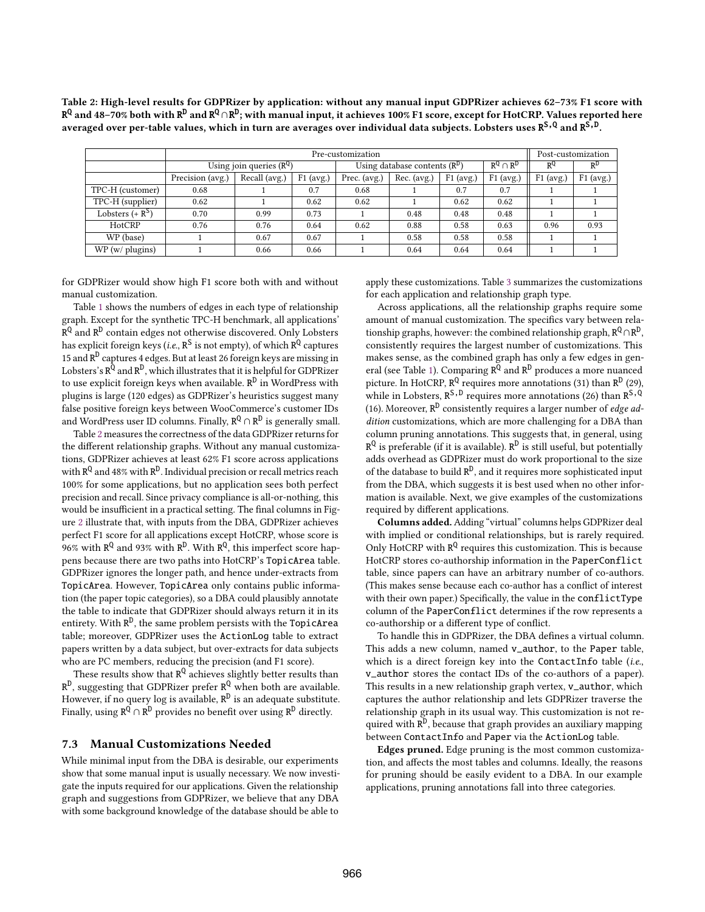Table 2: High-level results for GDPRizer by application: without any manual input GDPRizer achieves 62–73% F1 score with $R^Q$ and 48–70% both with $R^D$ and $R^Q \cap R^D$; with manual input, it achieves 100% F1 score, except for HotCRP. Values reported here averaged over per-table values, which in turn are averages over individual data subjects. Lobsters uses $R^{S,Q}$ and $R^{S,D}$.

| | Pre-customization | | | | | | | Post-customization | |
|---|---|---|---|---|---|---|---|---|---|
| | Using join queries ($R^Q$) | | | Using database contents ($R^D$) | | | $R^Q \cap R^D$ | $R^Q$ | $R^D$ |
| | Precision (avg.) | Recall (avg.) | F1 (avg.) | Prec. (avg.) | Rec. (avg.) | F1 (avg.) | F1 (avg.) | F1 (avg.) | F1 (avg.) |
| TPC-H (customer) | 0.68 | 1 | 0.7 | 0.68 | 1 | 0.7 | 0.7 | 1 | 1 |
| TPC-H (supplier) | 0.62 | 1 | 0.62 | 0.62 | 1 | 0.62 | 0.62 | 1 | 1 |
| Lobsters (+ $R^S$) | 0.70 | 0.99 | 0.73 | 1 | 0.48 | 0.48 | 0.48 | 1 | 1 |
| HotCRP | 0.76 | 0.76 | 0.64 | 0.62 | 0.88 | 0.58 | 0.63 | 0.96 | 0.93 |
| WP (base) | 1 | 0.67 | 0.67 | 1 | 0.58 | 0.58 | 0.58 | 1 | 1 |
| WP (w/ plugins) | 1 | 0.66 | 0.66 | 1 | 0.64 | 0.64 | 0.64 | 1 | 1 |

for GDPRizer would show high F1 score both with and without manual customization.

Table 1 shows the numbers of edges in each type of relationship graph. Except for the synthetic TPC-H benchmark, all applications' $R^Q$ and $R^D$ contain edges not otherwise discovered. Only Lobsters has explicit foreign keys (*i.e.*, $R^S$ is not empty), of which $R^Q$ captures 15 and $R^D$ captures 4 edges. But at least 26 foreign keys are missing in Lobsters's $R^Q$ and $R^D$, which illustrates that it is helpful for GDPRizer to use explicit foreign keys when available. $R^D$ in WordPress with plugins is large (120 edges) as GDPRizer's heuristics suggest many false positive foreign keys between WooCommerce's customer IDs and WordPress user ID columns. Finally, $R^Q \cap R^D$ is generally small.

Table 2 measures the correctness of the data GDPRizer returns for the different relationship graphs. Without any manual customizations, GDPRizer achieves at least 62% F1 score across applications with $R^Q$ and 48% with $R^D$. Individual precision or recall metrics reach 100% for some applications, but no application sees both perfect precision and recall. Since privacy compliance is all-or-nothing, this would be insufficient in a practical setting. The final columns in Figure 2 illustrate that, with inputs from the DBA, GDPRizer achieves perfect F1 score for all applications except HotCRP, whose score is 96% with $R^Q$ and 93% with $R^D$. With $R^Q$, this imperfect score happens because there are two paths into HotCRP's TopicArea table. GDPRizer ignores the longer path, and hence under-extracts from TopicArea. However, TopicArea only contains public information (the paper topic categories), so a DBA could plausibly annotate the table to indicate that GDPRizer should always return it in its entirety. With $R^D$, the same problem persists with the TopicArea table; moreover, GDPRizer uses the ActionLog table to extract papers written by a data subject, but over-extracts for data subjects who are PC members, reducing the precision (and F1 score).

These results show that $R^Q$ achieves slightly better results than $R^D$, suggesting that GDPRizer prefer $R^Q$ when both are available. However, if no query log is available, $R^D$ is an adequate substitute. Finally, using $R^Q \cap R^D$ provides no benefit over using $R^D$ directly.

### 7.3 Manual Customizations Needed

While minimal input from the DBA is desirable, our experiments show that some manual input is usually necessary. We now investigate the inputs required for our applications. Given the relationship graph and suggestions from GDPRizer, we believe that any DBA with some background knowledge of the database should be able to apply these customizations. Table 3 summarizes the customizations for each application and relationship graph type.

Across applications, all the relationship graphs require some amount of manual customization. The specifics vary between relationship graphs, however: the combined relationship graph, $R^Q \cap R^D$, consistently requires the largest number of customizations. This makes sense, as the combined graph has only a few edges in general (see Table 1). Comparing $R^Q$ and $R^D$ produces a more nuanced picture. In HotCRP, $R^Q$ requires more annotations (31) than $R^D$ (29), while in Lobsters, $R^{S,D}$ requires more annotations (26) than $R^{S,Q}$ (16). Moreover, $R^D$ consistently requires a larger number of *edge addition* customizations, which are more challenging for a DBA than column pruning annotations. This suggests that, in general, using $R^Q$ is preferable (if it is available). $R^D$ is still useful, but potentially adds overhead as GDPRizer must do work proportional to the size of the database to build $R^D$, and it requires more sophisticated input from the DBA, which suggests it is best used when no other information is available. Next, we give examples of the customizations required by different applications.

**Columns added.** Adding "virtual" columns helps GDPRizer deal with implied or conditional relationships, but is rarely required. Only HotCRP with $R^Q$ requires this customization. This is because HotCRP stores co-authorship information in the PaperConflict table, since papers can have an arbitrary number of co-authors. (This makes sense because each co-author has a conflict of interest with their own paper.) Specifically, the value in the conflictType column of the PaperConflict determines if the row represents a co-authorship or a different type of conflict.

To handle this in GDPRizer, the DBA defines a virtual column. This adds a new column, named v_author, to the Paper table, which is a direct foreign key into the ContactInfo table (*i.e.*, v_author stores the contact IDs of the co-authors of a paper). This results in a new relationship graph vertex, v_author, which captures the author relationship and lets GDPRizer traverse the relationship graph in its usual way. This customization is not required with $R^D$, because that graph provides an auxiliary mapping between ContactInfo and Paper via the ActionLog table.

**Edges pruned.** Edge pruning is the most common customization, and affects the most tables and columns. Ideally, the reasons for pruning should be easily evident to a DBA. In our example applications, pruning annotations fall into three categories.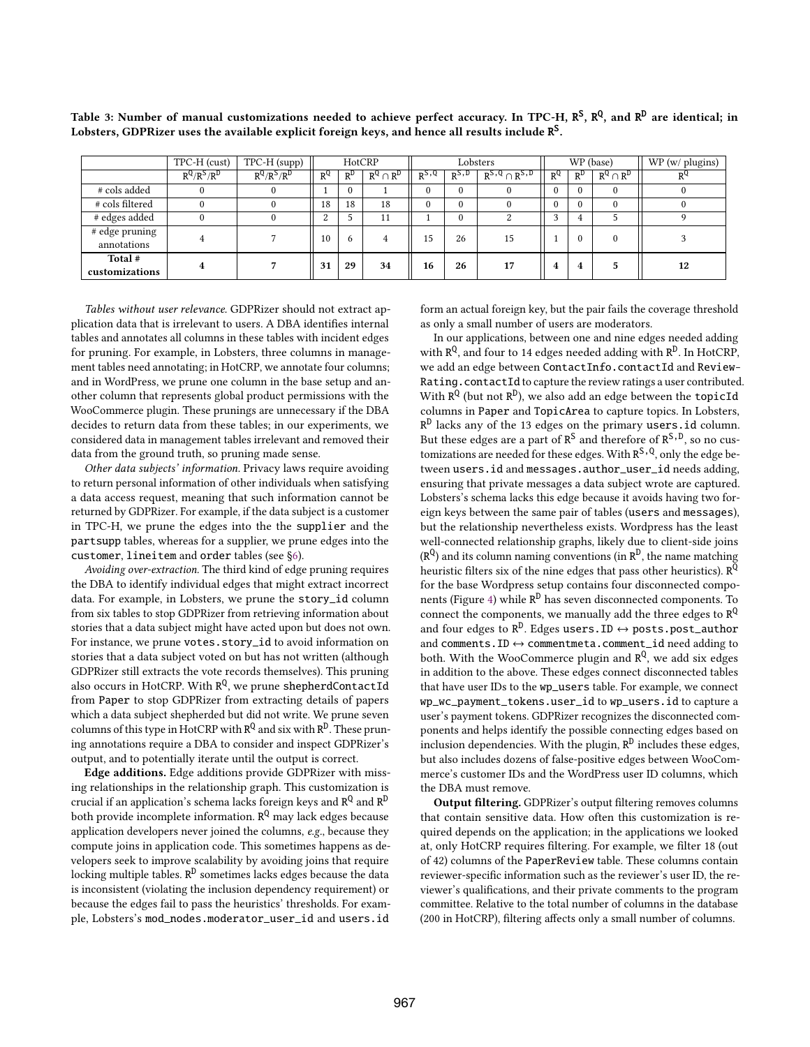Table 3: Number of manual customizations needed to achieve perfect accuracy. In TPC-H, $R^S$, $R^Q$, and $R^D$ are identical; in Lobsters, GDPRizer uses the available explicit foreign keys, and hence all results include $R^S$.

| | TPC-H (cust) | TPC-H (supp) | HotCRP | | | Lobsters | | | WP (base) | | | WP (w/ plugins) |
|---|---|---|---|---|---|---|---|---|---|---|---|---|
| | $R^Q/R^S/R^D$ | $R^Q/R^S/R^D$ | $R^Q$ | $R^D$ | $R^Q \cap R^D$ | $R^{S,Q}$ | $R^{S,D}$ | $R^{S,Q} \cap R^{S,D}$ | $R^Q$ | $R^D$ | $R^Q \cap R^D$ | $R^Q$ |
| # cols added | 0 | 0 | 1 | 0 | 1 | 0 | 0 | 0 | 0 | 0 | 0 | 0 |
| # cols filtered | 0 | 0 | 18 | 18 | 18 | 0 | 0 | 0 | 0 | 0 | 0 | 0 |
| # edges added | 0 | 0 | 2 | 5 | 11 | 1 | 0 | 2 | 3 | 4 | 5 | 9 |
| # edge pruning annotations | 4 | 7 | 10 | 6 | 4 | 15 | 26 | 15 | 1 | 0 | 0 | 3 |
| **Total # customizations** | **4** | **7** | **31** | **29** | **34** | **16** | **26** | **17** | **4** | **4** | **5** | **12** |

*Tables without user relevance.* GDPRizer should not extract application data that is irrelevant to users. A DBA identifies internal tables and annotates all columns in these tables with incident edges for pruning. For example, in Lobsters, three columns in management tables need annotating; in HotCRP, we annotate four columns; and in WordPress, we prune one column in the base setup and another column that represents global product permissions with the WooCommerce plugin. These prunings are unnecessary if the DBA decides to return data from these tables; in our experiments, we considered data in management tables irrelevant and removed their data from the ground truth, so pruning made sense.

*Other data subjects' information.* Privacy laws require avoiding to return personal information of other individuals when satisfying a data access request, meaning that such information cannot be returned by GDPRizer. For example, if the data subject is a customer in TPC-H, we prune the edges into the the supplier and the partsupp tables, whereas for a supplier, we prune edges into the customer, lineitem and order tables (see §6).

*Avoiding over-extraction.* The third kind of edge pruning requires the DBA to identify individual edges that might extract incorrect data. For example, in Lobsters, we prune the story_id column from six tables to stop GDPRizer from retrieving information about stories that a data subject might have acted upon but does not own. For instance, we prune votes.story_id to avoid information on stories that a data subject voted on but has not written (although GDPRizer still extracts the vote records themselves). This pruning also occurs in HotCRP. With $R^Q$, we prune shepherdContactId from Paper to stop GDPRizer from extracting details of papers which a data subject shepherded but did not write. We prune seven columns of this type in HotCRP with $R^Q$ and six with $R^D$. These pruning annotations require a DBA to consider and inspect GDPRizer's output, and to potentially iterate until the output is correct.

**Edge additions.** Edge additions provide GDPRizer with missing relationships in the relationship graph. This customization is crucial if an application's schema lacks foreign keys and $R^Q$ and $R^D$ both provide incomplete information. $R^Q$ may lack edges because application developers never joined the columns, *e.g.*, because they compute joins in application code. This sometimes happens as developers seek to improve scalability by avoiding joins that require locking multiple tables. $R^D$ sometimes lacks edges because the data is inconsistent (violating the inclusion dependency requirement) or because the edges fail to pass the heuristics' thresholds. For example, Lobsters's mod_nodes.moderator_user_id and users.id form an actual foreign key, but the pair fails the coverage threshold as only a small number of users are moderators.

In our applications, between one and nine edges needed adding with $R^Q$, and four to 14 edges needed adding with $R^D$. In HotCRP, we add an edge between ContactInfo.contactId and ReviewRating.contactId to capture the review ratings a user contributed. With $R^Q$ (but not $R^D$), we also add an edge between the topicId columns in Paper and TopicArea to capture topics. In Lobsters, $R^D$ lacks any of the 13 edges on the primary users.id column. But these edges are a part of $R^S$ and therefore of $R^{S,D}$, so no customizations are needed for these edges. With $R^{S,Q}$, only the edge between users.id and messages.author_user_id needs adding, ensuring that private messages a data subject wrote are captured. Lobsters's schema lacks this edge because it avoids having two foreign keys between the same pair of tables (users and messages), but the relationship nevertheless exists. Wordpress has the least well-connected relationship graphs, likely due to client-side joins ($R^Q$) and its column naming conventions (in $R^D$, the name matching heuristic filters six of the nine edges that pass other heuristics). $R^Q$ for the base Wordpress setup contains four disconnected components (Figure 4) while $R^D$ has seven disconnected components. To connect the components, we manually add the three edges to $R^Q$ and four edges to $R^D$. Edges users.ID ↔ posts.post_author and comments.ID ↔ commentmeta.comment_id need adding to both. With the WooCommerce plugin and $R^Q$, we add six edges in addition to the above. These edges connect disconnected tables that have user IDs to the wp_users table. For example, we connect wp_wc_payment_tokens.user_id to wp_users.id to capture a user's payment tokens. GDPRizer recognizes the disconnected components and helps identify the possible connecting edges based on inclusion dependencies. With the plugin, $R^D$ includes these edges, but also includes dozens of false-positive edges between WooCommerce's customer IDs and the WordPress user ID columns, which the DBA must remove.

**Output filtering.** GDPRizer's output filtering removes columns that contain sensitive data. How often this customization is required depends on the application; in the applications we looked at, only HotCRP requires filtering. For example, we filter 18 (out of 42) columns of the PaperReview table. These columns contain reviewer-specific information such as the reviewer's user ID, the reviewer's qualifications, and their private comments to the program committee. Relative to the total number of columns in the database (200 in HotCRP), filtering affects only a small number of columns.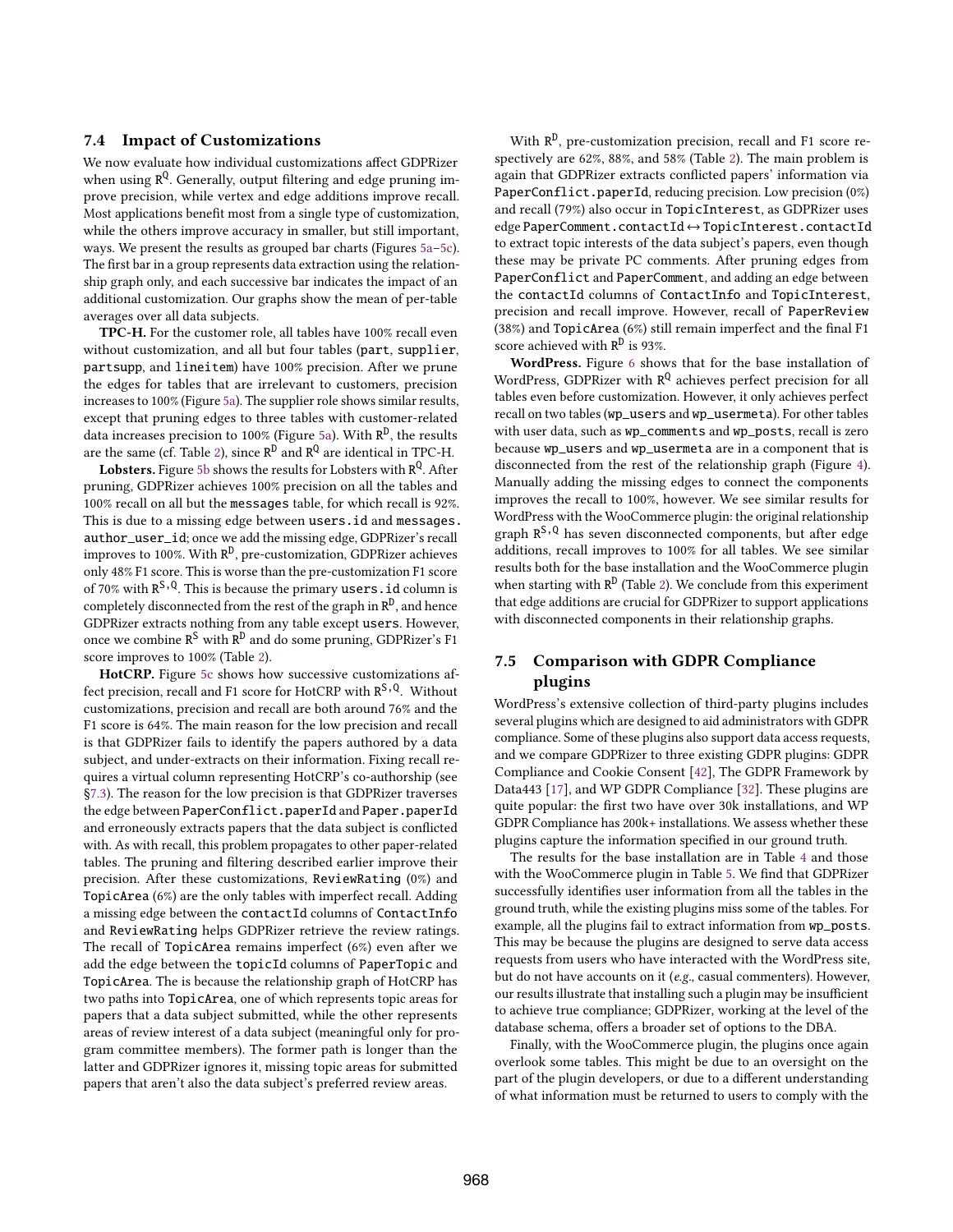### 7.4 Impact of Customizations

We now evaluate how individual customizations affect GDPRizer when using $R^Q$. Generally, output filtering and edge pruning improve precision, while vertex and edge additions improve recall. Most applications benefit most from a single type of customization, while the others improve accuracy in smaller, but still important, ways. We present the results as grouped bar charts (Figures 5a–5c). The first bar in a group represents data extraction using the relationship graph only, and each successive bar indicates the impact of an additional customization. Our graphs show the mean of per-table averages over all data subjects.

**TPC-H.** For the customer role, all tables have 100% recall even without customization, and all but four tables (part, supplier, partsupp, and lineitem) have 100% precision. After we prune the edges for tables that are irrelevant to customers, precision increases to 100% (Figure 5a). The supplier role shows similar results, except that pruning edges to three tables with customer-related data increases precision to 100% (Figure 5a). With $R^D$, the results are the same (cf. Table 2), since $R^D$ and $R^Q$ are identical in TPC-H.

**Lobsters.** Figure 5b shows the results for Lobsters with $R^Q$. After pruning, GDPRizer achieves 100% precision on all the tables and 100% recall on all but the messages table, for which recall is 92%. This is due to a missing edge between users.id and messages.author_user_id; once we add the missing edge, GDPRizer's recall improves to 100%. With $R^D$, pre-customization, GDPRizer achieves only 48% F1 score. This is worse than the pre-customization F1 score of 70% with $R^{S,Q}$. This is because the primary users.id column is completely disconnected from the rest of the graph in $R^D$, and hence GDPRizer extracts nothing from any table except users. However, once we combine $R^S$ with $R^D$ and do some pruning, GDPRizer's F1 score improves to 100% (Table 2).

**HotCRP.** Figure 5c shows how successive customizations affect precision, recall and F1 score for HotCRP with $R^{S,Q}$. Without customizations, precision and recall are both around 76% and the F1 score is 64%. The main reason for the low precision and recall is that GDPRizer fails to identify the papers authored by a data subject, and under-extracts on their information. Fixing recall requires a virtual column representing HotCRP's co-authorship (see §7.3). The reason for the low precision is that GDPRizer traverses the edge between PaperConflict.paperId and Paper.paperId and erroneously extracts papers that the data subject is conflicted with. As with recall, this problem propagates to other paper-related tables. The pruning and filtering described earlier improve their precision. After these customizations, ReviewRating (0%) and TopicArea (6%) are the only tables with imperfect recall. Adding a missing edge between the contactId columns of ContactInfo and ReviewRating helps GDPRizer retrieve the review ratings. The recall of TopicArea remains imperfect (6%) even after we add the edge between the topicId columns of PaperTopic and TopicArea. The is because the relationship graph of HotCRP has two paths into TopicArea, one of which represents topic areas for papers that a data subject submitted, while the other represents areas of review interest of a data subject (meaningful only for program committee members). The former path is longer than the latter and GDPRizer ignores it, missing topic areas for submitted papers that aren't also the data subject's preferred review areas.

With $R^D$, pre-customization precision, recall and F1 score respectively are 62%, 88%, and 58% (Table 2). The main problem is again that GDPRizer extracts conflicted papers' information via PaperConflict.paperId, reducing precision. Low precision (0%) and recall (79%) also occur in TopicInterest, as GDPRizer uses edge PaperComment.contactId ↔ TopicInterest.contactId to extract topic interests of the data subject's papers, even though these may be private PC comments. After pruning edges from PaperConflict and PaperComment, and adding an edge between the contactId columns of ContactInfo and TopicInterest, precision and recall improve. However, recall of PaperReview (38%) and TopicArea (6%) still remain imperfect and the final F1 score achieved with $R^D$ is 93%.

**WordPress.** Figure 6 shows that for the base installation of WordPress, GDPRizer with $R^Q$ achieves perfect precision for all tables even before customization. However, it only achieves perfect recall on two tables (wp_users and wp_usermeta). For other tables with user data, such as wp_comments and wp_posts, recall is zero because wp_users and wp_usermeta are in a component that is disconnected from the rest of the relationship graph (Figure 4). Manually adding the missing edges to connect the components improves the recall to 100%, however. We see similar results for WordPress with the WooCommerce plugin: the original relationship graph $R^{S,Q}$ has seven disconnected components, but after edge additions, recall improves to 100% for all tables. We see similar results both for the base installation and the WooCommerce plugin when starting with $R^D$ (Table 2). We conclude from this experiment that edge additions are crucial for GDPRizer to support applications with disconnected components in their relationship graphs.

### 7.5 Comparison with GDPR Compliance plugins

WordPress's extensive collection of third-party plugins includes several plugins which are designed to aid administrators with GDPR compliance. Some of these plugins also support data access requests, and we compare GDPRizer to three existing GDPR plugins: GDPR Compliance and Cookie Consent [42], The GDPR Framework by Data443 [17], and WP GDPR Compliance [32]. These plugins are quite popular: the first two have over 30k installations, and WP GDPR Compliance has 200k+ installations. We assess whether these plugins capture the information specified in our ground truth.

The results for the base installation are in Table 4 and those with the WooCommerce plugin in Table 5. We find that GDPRizer successfully identifies user information from all the tables in the ground truth, while the existing plugins miss some of the tables. For example, all the plugins fail to extract information from wp_posts. This may be because the plugins are designed to serve data access requests from users who have interacted with the WordPress site, but do not have accounts on it (*e.g.*, casual commenters). However, our results illustrate that installing such a plugin may be insufficient to achieve true compliance; GDPRizer, working at the level of the database schema, offers a broader set of options to the DBA.

Finally, with the WooCommerce plugin, the plugins once again overlook some tables. This might be due to an oversight on the part of the plugin developers, or due to a different understanding of what information must be returned to users to comply with the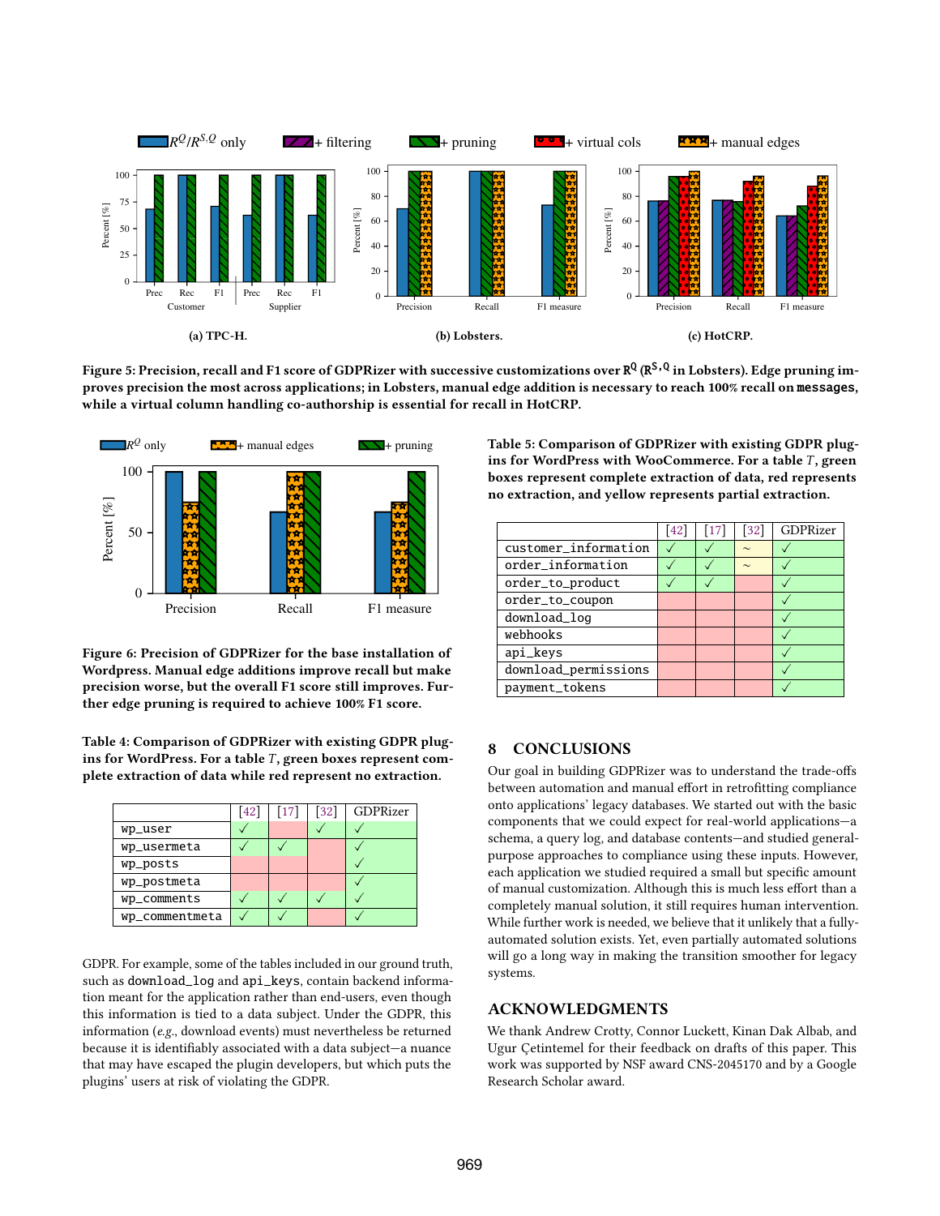**Figure 5: Precision, recall and F1 score of GDPRizer with successive customizations over $R^Q$ ($R^{S,Q}$ in Lobsters). Edge pruning improves precision the most across applications; in Lobsters, manual edge addition is necessary to reach 100% recall on `messages`, while a virtual column handling co-authorship is essential for recall in HotCRP.**

(a) TPC-H. (b) Lobsters. (c) HotCRP.

**Figure 6: Precision of GDPRizer for the base installation of Wordpress. Manual edge additions improve recall but make precision worse, but the overall F1 score still improves. Further edge pruning is required to achieve 100% F1 score.**

**Table 4: Comparison of GDPRizer with existing GDPR plugins for WordPress. For a table $T$, green boxes represent complete extraction of data while red represent no extraction.**

| | [42] | [17] | [32] | GDPRizer |
|---|---|---|---|---|
| `wp_user` | ✓ | | ✓ | ✓ |
| `wp_usermeta` | ✓ | ✓ | | ✓ |
| `wp_posts` | | | | ✓ |
| `wp_postmeta` | | | | ✓ |
| `wp_comments` | ✓ | ✓ | ✓ | ✓ |
| `wp_commentmeta` | ✓ | ✓ | | ✓ |

GDPR. For example, some of the tables included in our ground truth, such as `download_log` and `api_keys`, contain backend information meant for the application rather than end-users, even though this information is tied to a data subject. Under the GDPR, this information (*e.g.*, download events) must nevertheless be returned because it is identifiably associated with a data subject—a nuance that may have escaped the plugin developers, but which puts the plugins' users at risk of violating the GDPR.

**Table 5: Comparison of GDPRizer with existing GDPR plugins for WordPress with WooCommerce. For a table $T$, green boxes represent complete extraction of data, red represents no extraction, and yellow represents partial extraction.**

| | [42] | [17] | [32] | GDPRizer |
|---|---|---|---|---|
| `customer_information` | ✓ | ✓ | ~ | ✓ |
| `order_information` | ✓ | ✓ | ~ | ✓ |
| `order_to_product` | ✓ | ✓ | | ✓ |
| `order_to_coupon` | | | | ✓ |
| `download_log` | | | | ✓ |
| `webhooks` | | | | ✓ |
| `api_keys` | | | | ✓ |
| `download_permissions` | | | | ✓ |
| `payment_tokens` | | | | ✓ |

## 8 CONCLUSIONS

Our goal in building GDPRizer was to understand the trade-offs between automation and manual effort in retrofitting compliance onto applications' legacy databases. We started out with the basic components that we could expect for real-world applications—a schema, a query log, and database contents—and studied general-purpose approaches to compliance using these inputs. However, each application we studied required a small but specific amount of manual customization. Although this is much less effort than a completely manual solution, it still requires human intervention. While further work is needed, we believe that it unlikely that a fully-automated solution exists. Yet, even partially automated solutions will go a long way in making the transition smoother for legacy systems.

## ACKNOWLEDGMENTS

We thank Andrew Crotty, Connor Luckett, Kinan Dak Albab, and Ugur Çetintemel for their feedback on drafts of this paper. This work was supported by NSF award CNS-2045170 and by a Google Research Scholar award.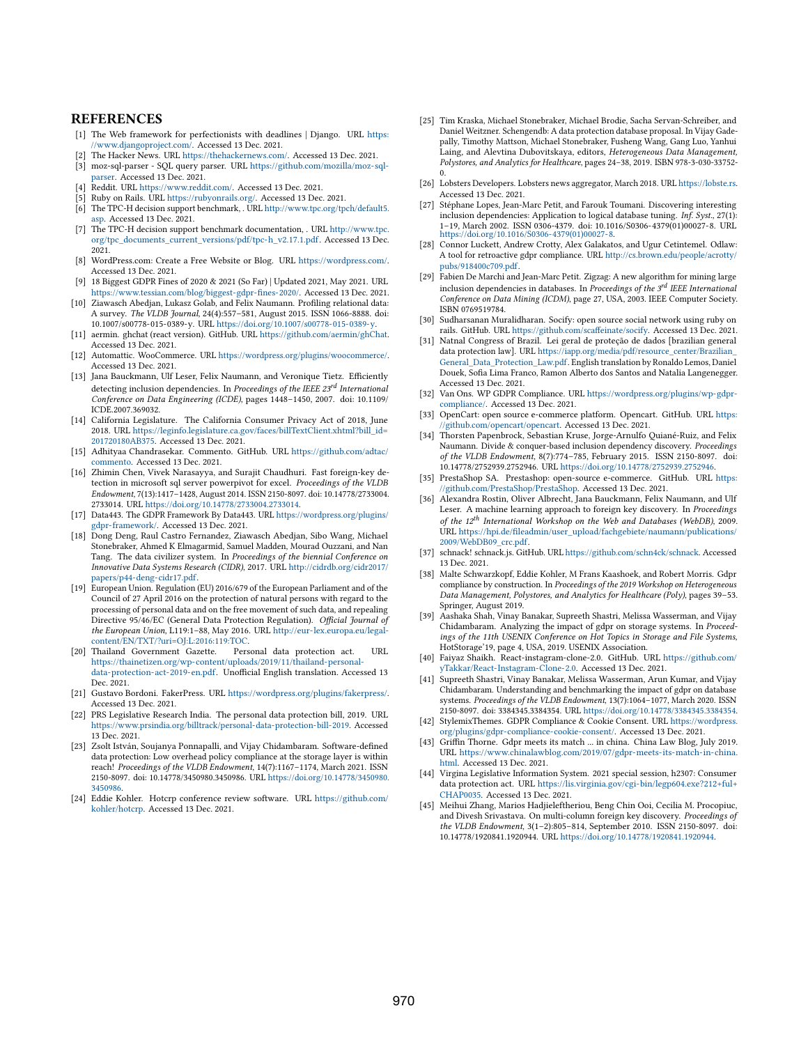# REFERENCES

[1] The Web framework for perfectionists with deadlines | Django. URL https://www.djangoproject.com/. Accessed 13 Dec. 2021.

[2] The Hacker News. URL https://thehackernews.com/. Accessed 13 Dec. 2021.

[3] moz-sql-parser - SQL query parser. URL https://github.com/mozilla/moz-sql-parser. Accessed 13 Dec. 2021.

[4] Reddit. URL https://www.reddit.com/. Accessed 13 Dec. 2021.

[5] Ruby on Rails. URL https://rubyonrails.org/. Accessed 13 Dec. 2021.

[6] The TPC-H decision support benchmark, . URL http://www.tpc.org/tpch/default5.asp. Accessed 13 Dec. 2021.

[7] The TPC-H decision support benchmark documentation, . URL http://www.tpc.org/tpc_documents_current_versions/pdf/tpc-h_v2.17.1.pdf. Accessed 13 Dec. 2021.

[8] WordPress.com: Create a Free Website or Blog. URL https://wordpress.com/. Accessed 13 Dec. 2021.

[9] 18 Biggest GDPR Fines of 2020 & 2021 (So Far) | Updated 2021, May 2021. URL https://www.tessian.com/blog/biggest-gdpr-fines-2020/. Accessed 13 Dec. 2021.

[10] Ziawasch Abedjan, Lukasz Golab, and Felix Naumann. Profiling relational data: A survey. *The VLDB Journal*, 24(4):557–581, August 2015. ISSN 1066-8888. doi: 10.1007/s00778-015-0389-y. URL https://doi.org/10.1007/s00778-015-0389-y.

[11] aermin. ghchat (react version). GitHub. URL https://github.com/aermin/ghChat. Accessed 13 Dec. 2021.

[12] Automattic. WooCommerce. URL https://wordpress.org/plugins/woocommerce/. Accessed 13 Dec. 2021.

[13] Jana Bauckmann, Ulf Leser, Felix Naumann, and Veronique Tietz. Efficiently detecting inclusion dependencies. In *Proceedings of the IEEE 23rd International Conference on Data Engineering (ICDE)*, pages 1448–1450, 2007. doi: 10.1109/ICDE.2007.369032.

[14] California Legislature. The California Consumer Privacy Act of 2018, June 2018. URL https://leginfo.legislature.ca.gov/faces/billTextClient.xhtml?bill_id=201720180AB375. Accessed 13 Dec. 2021.

[15] Adhityaa Chandrasekar. Commento. GitHub. URL https://github.com/adtac/commento. Accessed 13 Dec. 2021.

[16] Zhimin Chen, Vivek Narasayya, and Surajit Chaudhuri. Fast foreign-key detection in microsoft sql server powerpivot for excel. *Proceedings of the VLDB Endowment*, 7(13):1417–1428, August 2014. ISSN 2150-8097. doi: 10.14778/2733004.2733014. URL https://doi.org/10.14778/2733004.2733014.

[17] Data443. The GDPR Framework By Data443. URL https://wordpress.org/plugins/gdpr-framework/. Accessed 13 Dec. 2021.

[18] Dong Deng, Raul Castro Fernandez, Ziawasch Abedjan, Sibo Wang, Michael Stonebraker, Ahmed K Elmagarmid, Samuel Madden, Mourad Ouzzani, and Nan Tang. The data civilizer system. In *Proceedings of the biennial Conference on Innovative Data Systems Research (CIDR)*, 2017. URL http://cidrdb.org/cidr2017/papers/p44-deng-cidr17.pdf.

[19] European Union. Regulation (EU) 2016/679 of the European Parliament and of the Council of 27 April 2016 on the protection of natural persons with regard to the processing of personal data and on the free movement of such data, and repealing Directive 95/46/EC (General Data Protection Regulation). *Official Journal of the European Union*, L119:1–88, May 2016. URL http://eur-lex.europa.eu/legal-content/EN/TXT/?uri=OJ:L:2016:119:TOC.

[20] Thailand Government Gazette. Personal data protection act. URL https://thainetizen.org/wp-content/uploads/2019/11/thailand-personal-data-protection-act-2019-en.pdf. Unofficial English translation. Accessed 13 Dec. 2021.

[21] Gustavo Bordoni. FakerPress. URL https://wordpress.org/plugins/fakerpress/. Accessed 13 Dec. 2021.

[22] PRS Legislative Research India. The personal data protection bill, 2019. URL https://www.prsindia.org/billtrack/personal-data-protection-bill-2019. Accessed 13 Dec. 2021.

[23] Zsolt István, Soujanya Ponnapalli, and Vijay Chidambaram. Software-defined data protection: Low overhead policy compliance at the storage layer is within reach! *Proceedings of the VLDB Endowment*, 14(7):1167–1174, March 2021. ISSN 2150-8097. doi: 10.14778/3450980.3450986. URL https://doi.org/10.14778/3450980.3450986.

[24] Eddie Kohler. Hotcrp conference review software. URL https://github.com/kohler/hotcrp. Accessed 13 Dec. 2021.

[25] Tim Kraska, Michael Stonebraker, Michael Brodie, Sacha Servan-Schreiber, and Daniel Weitzner. Schengendb: A data protection database proposal. In Vijay Gadepally, Timothy Mattson, Michael Stonebraker, Fusheng Wang, Gang Luo, Yanhui Laing, and Alevtina Dubovitskaya, editors, *Heterogeneous Data Management, Polystores, and Analytics for Healthcare*, pages 24–38, 2019. ISBN 978-3-030-33752-0.

[26] Lobsters Developers. Lobsters news aggregator, March 2018. URL https://lobste.rs. Accessed 13 Dec. 2021.

[27] Stéphane Lopes, Jean-Marc Petit, and Farouk Toumani. Discovering interesting inclusion dependencies: Application to logical database tuning. *Inf. Syst.*, 27(1): 1–19, March 2002. ISSN 0306-4379. doi: 10.1016/S0306-4379(01)00027-8. URL https://doi.org/10.1016/S0306-4379(01)00027-8.

[28] Connor Luckett, Andrew Crotty, Alex Galakatos, and Ugur Cetintemel. Odlaw: A tool for retroactive gdpr compliance. URL http://cs.brown.edu/people/acrotty/pubs/918400c709.pdf.

[29] Fabien De Marchi and Jean-Marc Petit. Zigzag: A new algorithm for mining large inclusion dependencies in databases. In *Proceedings of the 3rd IEEE International Conference on Data Mining (ICDM)*, page 27, USA, 2003. IEEE Computer Society. ISBN 0769519784.

[30] Sudharsanan Muralidharan. Socify: open source social network using ruby on rails. GitHub. URL https://github.com/scaffeinate/socify. Accessed 13 Dec. 2021.

[31] Natnal Congress of Brazil. Lei geral de proteção de dados [brazilian general data protection law]. URL https://iapp.org/media/pdf/resource_center/Brazilian_General_Data_Protection_Law.pdf. English translation by Ronaldo Lemos, Daniel Douek, Sofia Lima Franco, Ramon Alberto dos Santos and Natalia Langenegger. Accessed 13 Dec. 2021.

[32] Van Ons. WP GDPR Compliance. URL https://wordpress.org/plugins/wp-gdpr-compliance/. Accessed 13 Dec. 2021.

[33] OpenCart: open source e-commerce platform. Opencart. GitHub. URL https://github.com/opencart/opencart. Accessed 13 Dec. 2021.

[34] Thorsten Papenbrock, Sebastian Kruse, Jorge-Arnulfo Quiané-Ruiz, and Felix Naumann. Divide & conquer-based inclusion dependency discovery. *Proceedings of the VLDB Endowment*, 8(7):774–785, February 2015. ISSN 2150-8097. doi: 10.14778/2752939.2752946. URL https://doi.org/10.14778/2752939.2752946.

[35] PrestaShop SA. Prestashop: open-source e-commerce. GitHub. URL https://github.com/PrestaShop/PrestaShop. Accessed 13 Dec. 2021.

[36] Alexandra Rostin, Oliver Albrecht, Jana Bauckmann, Felix Naumann, and Ulf Leser. A machine learning approach to foreign key discovery. In *Proceedings of the 12th International Workshop on the Web and Databases (WebDB)*, 2009. URL https://hpi.de/fileadmin/user_upload/fachgebiete/naumann/publications/2009/WebDB09_crc.pdf.

[37] schnack! schnack.js. GitHub. URL https://github.com/schn4ck/schnack. Accessed 13 Dec. 2021.

[38] Malte Schwarzkopf, Eddie Kohler, M Frans Kaashoek, and Robert Morris. Gdpr compliance by construction. In *Proceedings of the 2019 Workshop on Heterogeneous Data Management, Polystores, and Analytics for Healthcare (Poly)*, pages 39–53. Springer, August 2019.

[39] Aashaka Shah, Vinay Banakar, Supreeth Shastri, Melissa Wasserman, and Vijay Chidambaram. Analyzing the impact of gdpr on storage systems. In *Proceedings of the 11th USENIX Conference on Hot Topics in Storage and File Systems*, HotStorage'19, page 4, USA, 2019. USENIX Association.

[40] Faiyaz Shaikh. React-instagram-clone-2.0. GitHub. URL https://github.com/yTakkar/React-Instagram-Clone-2.0. Accessed 13 Dec. 2021.

[41] Supreeth Shastri, Vinay Banakar, Melissa Wasserman, Arun Kumar, and Vijay Chidambaram. Understanding and benchmarking the impact of gdpr on database systems. *Proceedings of the VLDB Endowment*, 13(7):1064–1077, March 2020. ISSN 2150-8097. doi: 3384345.3384354. URL https://doi.org/10.14778/3384345.3384354.

[42] StylemixThemes. GDPR Compliance & Cookie Consent. URL https://wordpress.org/plugins/gdpr-compliance-cookie-consent/. Accessed 13 Dec. 2021.

[43] Griffin Thorne. Gdpr meets its match ... in china. China Law Blog, July 2019. URL https://www.chinalawblog.com/2019/07/gdpr-meets-its-match-in-china.html. Accessed 13 Dec. 2021.

[44] Virgina Legislative Information System. 2021 special session, h2307: Consumer data protection act. URL https://lis.virginia.gov/cgi-bin/legp604.exe?212+ful+CHAP0035. Accessed 13 Dec. 2021.

[45] Meihui Zhang, Marios Hadjieleftheriou, Beng Chin Ooi, Cecilia M. Procopiuc, and Divesh Srivastava. On multi-column foreign key discovery. *Proceedings of the VLDB Endowment*, 3(1–2):805–814, September 2010. ISSN 2150-8097. doi: 10.14778/1920841.1920944. URL https://doi.org/10.14778/1920841.1920944.